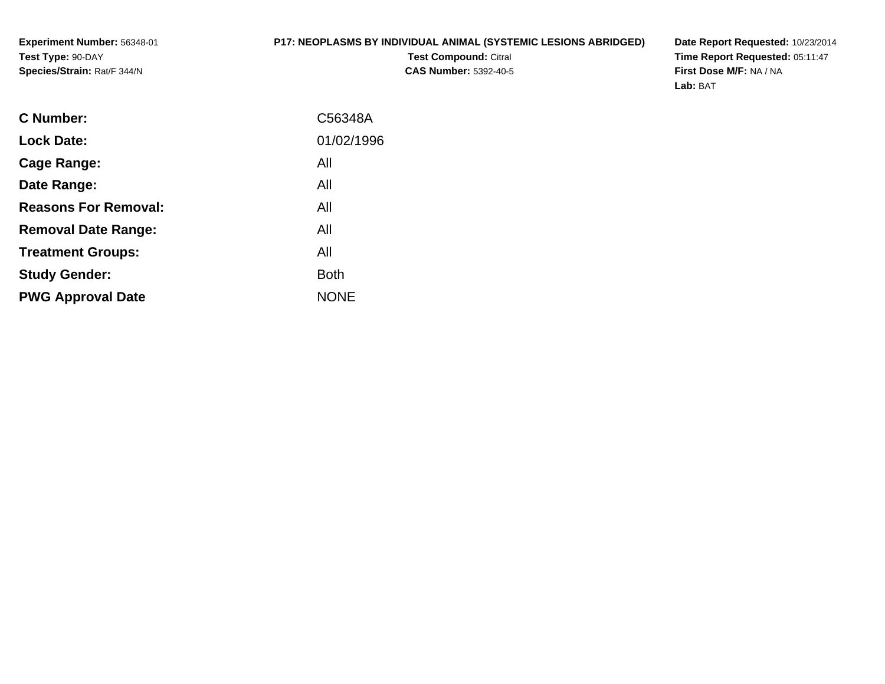**Experiment Number:** 56348-01
**Test Type:** 90-DAY
**Species/Strain:** Rat/F 344/N

**P17: NEOPLASMS BY INDIVIDUAL ANIMAL (SYSTEMIC LESIONS ABRIDGED)**
**Test Compound:** Citral
**CAS Number:** 5392-40-5

**Date Report Requested:** 10/23/2014
**Time Report Requested:** 05:11:47
**First Dose M/F:** NA / NA
**Lab:** BAT

| | |
|---|---|
| **C Number:** | C56348A |
| **Lock Date:** | 01/02/1996 |
| **Cage Range:** | All |
| **Date Range:** | All |
| **Reasons For Removal:** | All |
| **Removal Date Range:** | All |
| **Treatment Groups:** | All |
| **Study Gender:** | Both |
| **PWG Approval Date** | NONE |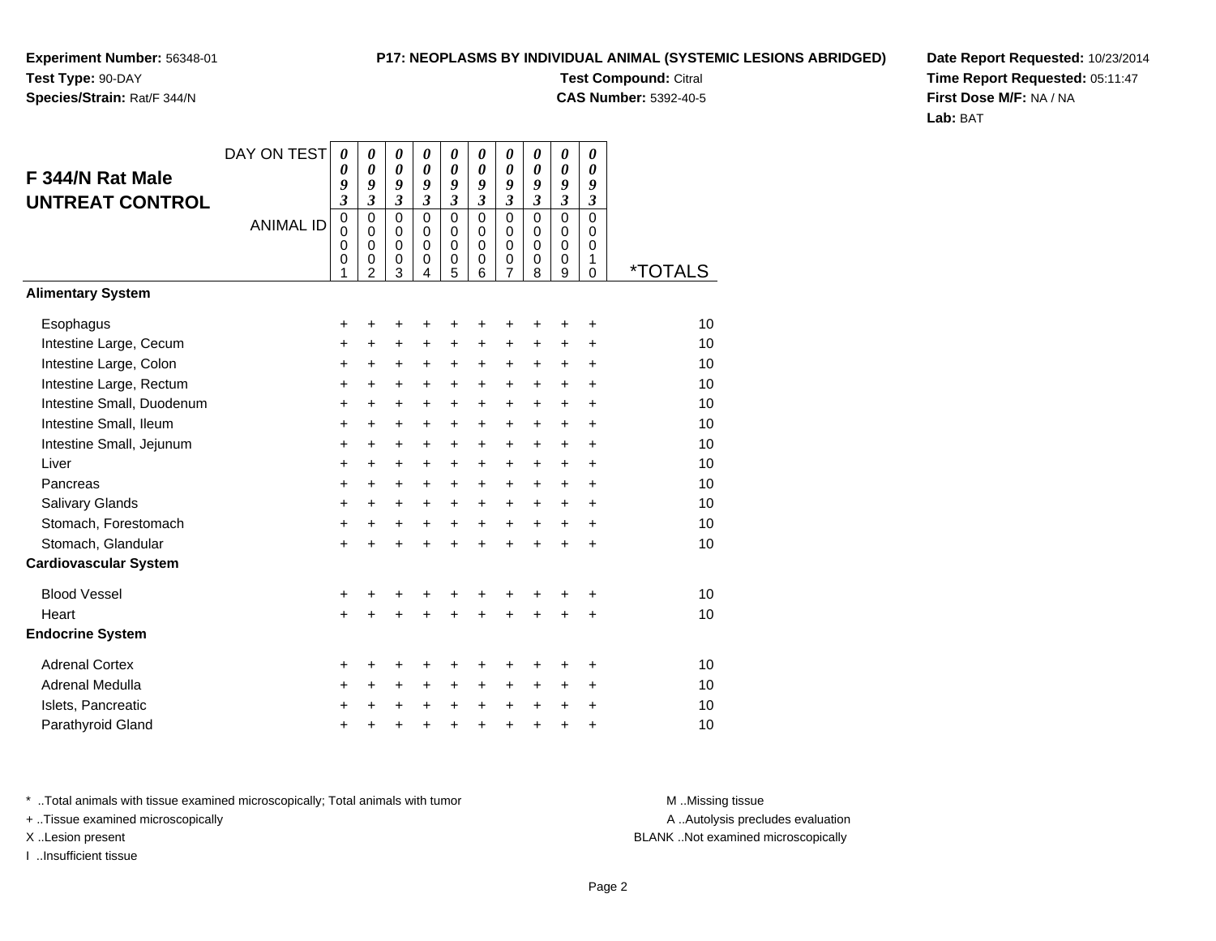**Experiment Number:** 56348-01
**Test Type:** 90-DAY
**Species/Strain:** Rat/F 344/N

**P17: NEOPLASMS BY INDIVIDUAL ANIMAL (SYSTEMIC LESIONS ABRIDGED)**
**Test Compound:** Citral
**CAS Number:** 5392-40-5

**Date Report Requested:** 10/23/2014
**Time Report Requested:** 05:11:47
**First Dose M/F:** NA / NA
**Lab:** BAT

## F 344/N Rat Male UNTREAT CONTROL

| DAY ON TEST | 0093 | 0093 | 0093 | 0093 | 0093 | 0093 | 0093 | 0093 | 0093 | 0093 | |
|---|---|---|---|---|---|---|---|---|---|---|---|
| ANIMAL ID | 00001 | 00002 | 00003 | 00004 | 00005 | 00006 | 00007 | 00008 | 00009 | 00010 | *TOTALS |
| **Alimentary System** | | | | | | | | | | | |
| Esophagus | + | + | + | + | + | + | + | + | + | + | 10 |
| Intestine Large, Cecum | + | + | + | + | + | + | + | + | + | + | 10 |
| Intestine Large, Colon | + | + | + | + | + | + | + | + | + | + | 10 |
| Intestine Large, Rectum | + | + | + | + | + | + | + | + | + | + | 10 |
| Intestine Small, Duodenum | + | + | + | + | + | + | + | + | + | + | 10 |
| Intestine Small, Ileum | + | + | + | + | + | + | + | + | + | + | 10 |
| Intestine Small, Jejunum | + | + | + | + | + | + | + | + | + | + | 10 |
| Liver | + | + | + | + | + | + | + | + | + | + | 10 |
| Pancreas | + | + | + | + | + | + | + | + | + | + | 10 |
| Salivary Glands | + | + | + | + | + | + | + | + | + | + | 10 |
| Stomach, Forestomach | + | + | + | + | + | + | + | + | + | + | 10 |
| Stomach, Glandular | + | + | + | + | + | + | + | + | + | + | 10 |
| **Cardiovascular System** | | | | | | | | | | | |
| Blood Vessel | + | + | + | + | + | + | + | + | + | + | 10 |
| Heart | + | + | + | + | + | + | + | + | + | + | 10 |
| **Endocrine System** | | | | | | | | | | | |
| Adrenal Cortex | + | + | + | + | + | + | + | + | + | + | 10 |
| Adrenal Medulla | + | + | + | + | + | + | + | + | + | + | 10 |
| Islets, Pancreatic | + | + | + | + | + | + | + | + | + | + | 10 |
| Parathyroid Gland | + | + | + | + | + | + | + | + | + | + | 10 |

\* ..Total animals with tissue examined microscopically; Total animals with tumor
\+ ..Tissue examined microscopically
X ..Lesion present
I ..Insufficient tissue

M ..Missing tissue
A ..Autolysis precludes evaluation
BLANK ..Not examined microscopically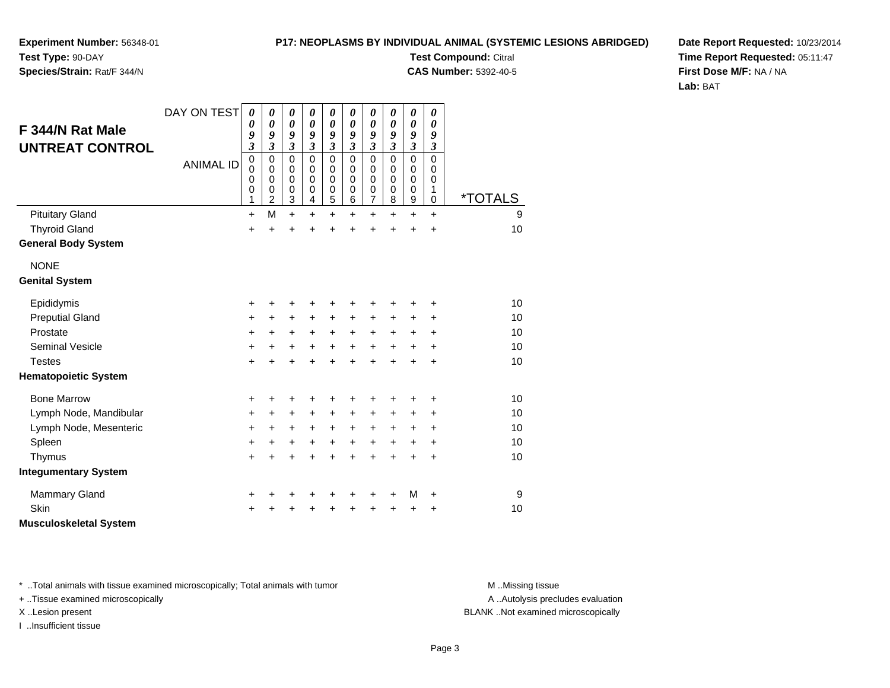**Experiment Number:** 56348-01
**Test Type:** 90-DAY
**Species/Strain:** Rat/F 344/N

**P17: NEOPLASMS BY INDIVIDUAL ANIMAL (SYSTEMIC LESIONS ABRIDGED)**
**Test Compound:** Citral
**CAS Number:** 5392-40-5

**Date Report Requested:** 10/23/2014
**Time Report Requested:** 05:11:47
**First Dose M/F:** NA / NA
**Lab:** BAT

## F 344/N Rat Male UNTREAT CONTROL

| DAY ON TEST | 0093 | 0093 | 0093 | 0093 | 0093 | 0093 | 0093 | 0093 | 0093 | 0093 | |
|---|---|---|---|---|---|---|---|---|---|---|---|
| **ANIMAL ID** | 00001 | 00002 | 00003 | 00004 | 00005 | 00006 | 00007 | 00008 | 00009 | 00010 | ***TOTALS** |
| Pituitary Gland | + | M | + | + | + | + | + | + | + | + | 9 |
| Thyroid Gland | + | + | + | + | + | + | + | + | + | + | 10 |
| **General Body System** | | | | | | | | | | | |
| NONE | | | | | | | | | | | |
| **Genital System** | | | | | | | | | | | |
| Epididymis | + | + | + | + | + | + | + | + | + | + | 10 |
| Preputial Gland | + | + | + | + | + | + | + | + | + | + | 10 |
| Prostate | + | + | + | + | + | + | + | + | + | + | 10 |
| Seminal Vesicle | + | + | + | + | + | + | + | + | + | + | 10 |
| Testes | + | + | + | + | + | + | + | + | + | + | 10 |
| **Hematopoietic System** | | | | | | | | | | | |
| Bone Marrow | + | + | + | + | + | + | + | + | + | + | 10 |
| Lymph Node, Mandibular | + | + | + | + | + | + | + | + | + | + | 10 |
| Lymph Node, Mesenteric | + | + | + | + | + | + | + | + | + | + | 10 |
| Spleen | + | + | + | + | + | + | + | + | + | + | 10 |
| Thymus | + | + | + | + | + | + | + | + | + | + | 10 |
| **Integumentary System** | | | | | | | | | | | |
| Mammary Gland | + | + | + | + | + | + | + | + | M | + | 9 |
| Skin | + | + | + | + | + | + | + | + | + | + | 10 |
| **Musculoskeletal System** | | | | | | | | | | | |

\* ..Total animals with tissue examined microscopically; Total animals with tumor
\+ ..Tissue examined microscopically
X ..Lesion present
I ..Insufficient tissue

M ..Missing tissue
A ..Autolysis precludes evaluation
BLANK ..Not examined microscopically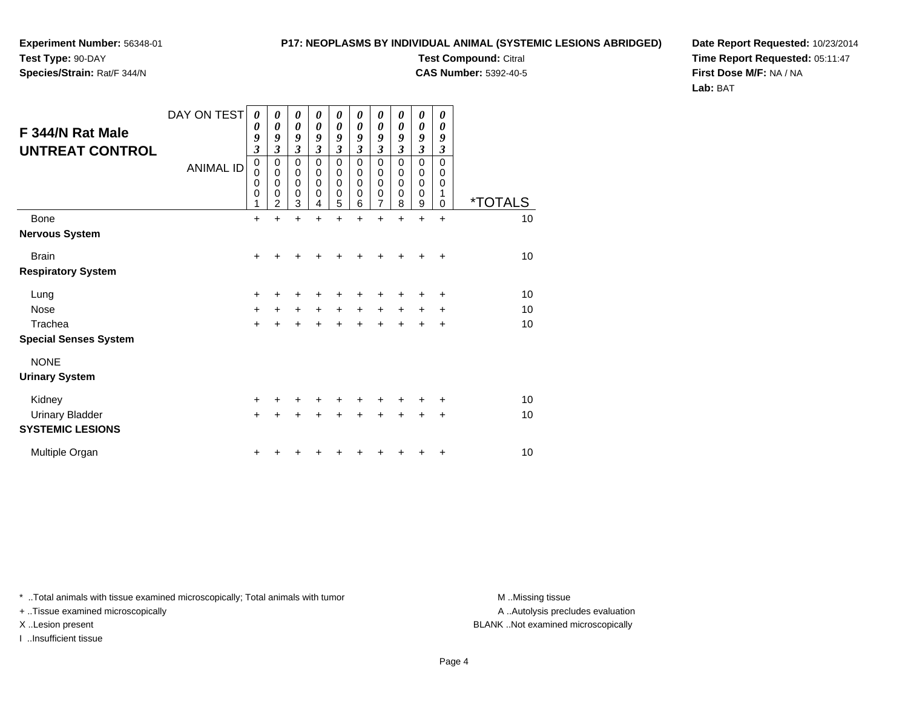**Experiment Number:** 56348-01
**Test Type:** 90-DAY
**Species/Strain:** Rat/F 344/N

**P17: NEOPLASMS BY INDIVIDUAL ANIMAL (SYSTEMIC LESIONS ABRIDGED)**
**Test Compound:** Citral
**CAS Number:** 5392-40-5

**Date Report Requested:** 10/23/2014
**Time Report Requested:** 05:11:47
**First Dose M/F:** NA / NA
**Lab:** BAT

## F 344/N Rat Male UNTREAT CONTROL

| DAY ON TEST | 0093 | 0093 | 0093 | 0093 | 0093 | 0093 | 0093 | 0093 | 0093 | 0093 | |
|---|---|---|---|---|---|---|---|---|---|---|---|
| ANIMAL ID | 00001 | 00002 | 00003 | 00004 | 00005 | 00006 | 00007 | 00008 | 00009 | 00010 | *TOTALS |
| Bone | + | + | + | + | + | + | + | + | + | + | 10 |
| **Nervous System** | | | | | | | | | | | |
| Brain | + | + | + | + | + | + | + | + | + | + | 10 |
| **Respiratory System** | | | | | | | | | | | |
| Lung | + | + | + | + | + | + | + | + | + | + | 10 |
| Nose | + | + | + | + | + | + | + | + | + | + | 10 |
| Trachea | + | + | + | + | + | + | + | + | + | + | 10 |
| **Special Senses System** | | | | | | | | | | | |
| NONE | | | | | | | | | | | |
| **Urinary System** | | | | | | | | | | | |
| Kidney | + | + | + | + | + | + | + | + | + | + | 10 |
| Urinary Bladder | + | + | + | + | + | + | + | + | + | + | 10 |
| **SYSTEMIC LESIONS** | | | | | | | | | | | |
| Multiple Organ | + | + | + | + | + | + | + | + | + | + | 10 |

* ..Total animals with tissue examined microscopically; Total animals with tumor
+ ..Tissue examined microscopically
X ..Lesion present
I ..Insufficient tissue

M ..Missing tissue
A ..Autolysis precludes evaluation
BLANK ..Not examined microscopically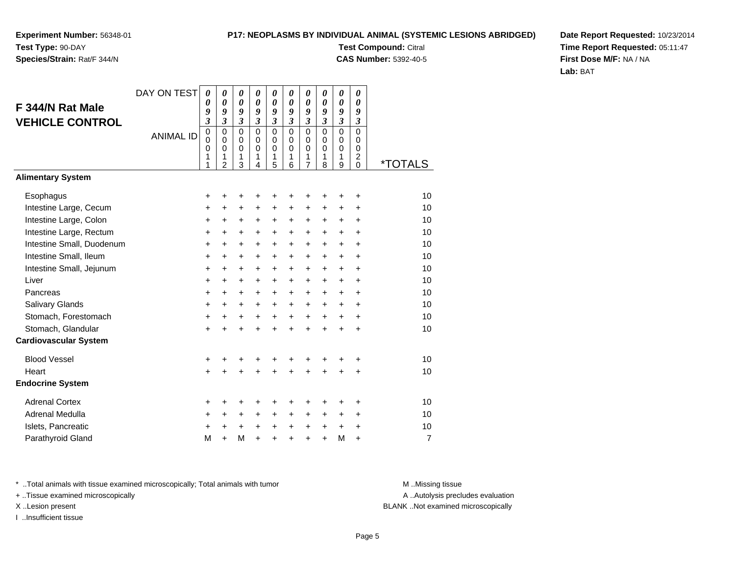**Experiment Number:** 56348-01
**Test Type:** 90-DAY
**Species/Strain:** Rat/F 344/N

**P17: NEOPLASMS BY INDIVIDUAL ANIMAL (SYSTEMIC LESIONS ABRIDGED)**
**Test Compound:** Citral
**CAS Number:** 5392-40-5

**Date Report Requested:** 10/23/2014
**Time Report Requested:** 05:11:47
**First Dose M/F:** NA / NA
**Lab:** BAT

## F 344/N Rat Male VEHICLE CONTROL

| DAY ON TEST | 0093 | 0093 | 0093 | 0093 | 0093 | 0093 | 0093 | 0093 | 0093 | 0093 | |
|---|---|---|---|---|---|---|---|---|---|---|---|
| ANIMAL ID | 00011 | 00012 | 00013 | 00014 | 00015 | 00016 | 00017 | 00018 | 00019 | 00020 | *TOTALS |
| **Alimentary System** | | | | | | | | | | | |
| Esophagus | + | + | + | + | + | + | + | + | + | + | 10 |
| Intestine Large, Cecum | + | + | + | + | + | + | + | + | + | + | 10 |
| Intestine Large, Colon | + | + | + | + | + | + | + | + | + | + | 10 |
| Intestine Large, Rectum | + | + | + | + | + | + | + | + | + | + | 10 |
| Intestine Small, Duodenum | + | + | + | + | + | + | + | + | + | + | 10 |
| Intestine Small, Ileum | + | + | + | + | + | + | + | + | + | + | 10 |
| Intestine Small, Jejunum | + | + | + | + | + | + | + | + | + | + | 10 |
| Liver | + | + | + | + | + | + | + | + | + | + | 10 |
| Pancreas | + | + | + | + | + | + | + | + | + | + | 10 |
| Salivary Glands | + | + | + | + | + | + | + | + | + | + | 10 |
| Stomach, Forestomach | + | + | + | + | + | + | + | + | + | + | 10 |
| Stomach, Glandular | + | + | + | + | + | + | + | + | + | + | 10 |
| **Cardiovascular System** | | | | | | | | | | | |
| Blood Vessel | + | + | + | + | + | + | + | + | + | + | 10 |
| Heart | + | + | + | + | + | + | + | + | + | + | 10 |
| **Endocrine System** | | | | | | | | | | | |
| Adrenal Cortex | + | + | + | + | + | + | + | + | + | + | 10 |
| Adrenal Medulla | + | + | + | + | + | + | + | + | + | + | 10 |
| Islets, Pancreatic | + | + | + | + | + | + | + | + | + | + | 10 |
| Parathyroid Gland | M | + | M | + | + | + | + | + | M | + | 7 |

* ..Total animals with tissue examined microscopically; Total animals with tumor
+ ..Tissue examined microscopically
X ..Lesion present
I ..Insufficient tissue

M ..Missing tissue
A ..Autolysis precludes evaluation
BLANK ..Not examined microscopically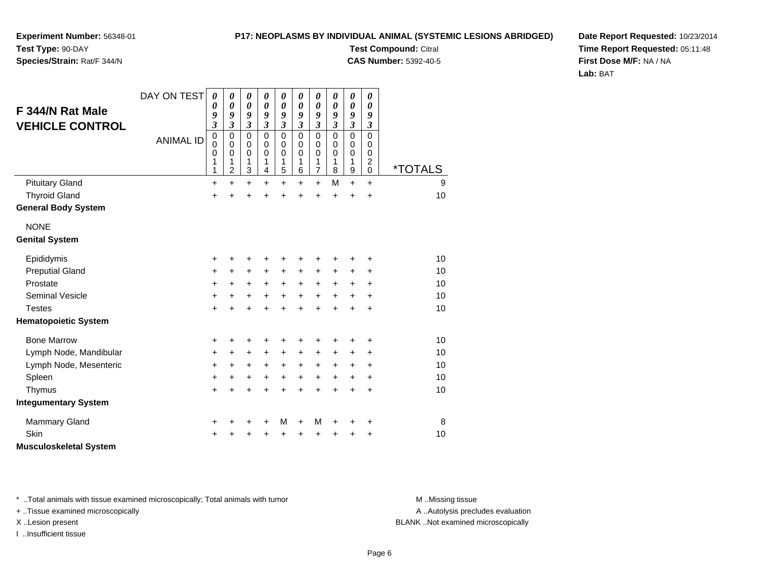**Experiment Number:** 56348-01
**Test Type:** 90-DAY
**Species/Strain:** Rat/F 344/N

**P17: NEOPLASMS BY INDIVIDUAL ANIMAL (SYSTEMIC LESIONS ABRIDGED)**
**Test Compound:** Citral
**CAS Number:** 5392-40-5

**Date Report Requested:** 10/23/2014
**Time Report Requested:** 05:11:48
**First Dose M/F:** NA / NA
**Lab:** BAT

## F 344/N Rat Male VEHICLE CONTROL

| DAY ON TEST | 0093 | 0093 | 0093 | 0093 | 0093 | 0093 | 0093 | 0093 | 0093 | 0093 | |
|---|---|---|---|---|---|---|---|---|---|---|---|
| **ANIMAL ID** | 00011 | 00012 | 00013 | 00014 | 00015 | 00016 | 00017 | 00018 | 00019 | 00020 | ***TOTALS** |
| Pituitary Gland | + | + | + | + | + | + | + | M | + | + | 9 |
| Thyroid Gland | + | + | + | + | + | + | + | + | + | + | 10 |
| **General Body System** | | | | | | | | | | | |
| NONE | | | | | | | | | | | |
| **Genital System** | | | | | | | | | | | |
| Epididymis | + | + | + | + | + | + | + | + | + | + | 10 |
| Preputial Gland | + | + | + | + | + | + | + | + | + | + | 10 |
| Prostate | + | + | + | + | + | + | + | + | + | + | 10 |
| Seminal Vesicle | + | + | + | + | + | + | + | + | + | + | 10 |
| Testes | + | + | + | + | + | + | + | + | + | + | 10 |
| **Hematopoietic System** | | | | | | | | | | | |
| Bone Marrow | + | + | + | + | + | + | + | + | + | + | 10 |
| Lymph Node, Mandibular | + | + | + | + | + | + | + | + | + | + | 10 |
| Lymph Node, Mesenteric | + | + | + | + | + | + | + | + | + | + | 10 |
| Spleen | + | + | + | + | + | + | + | + | + | + | 10 |
| Thymus | + | + | + | + | + | + | + | + | + | + | 10 |
| **Integumentary System** | | | | | | | | | | | |
| Mammary Gland | + | + | + | + | M | + | M | + | + | + | 8 |
| Skin | + | + | + | + | + | + | + | + | + | + | 10 |
| **Musculoskeletal System** | | | | | | | | | | | |

* ..Total animals with tissue examined microscopically; Total animals with tumor
+ ..Tissue examined microscopically
X ..Lesion present
I ..Insufficient tissue

M ..Missing tissue
A ..Autolysis precludes evaluation
BLANK ..Not examined microscopically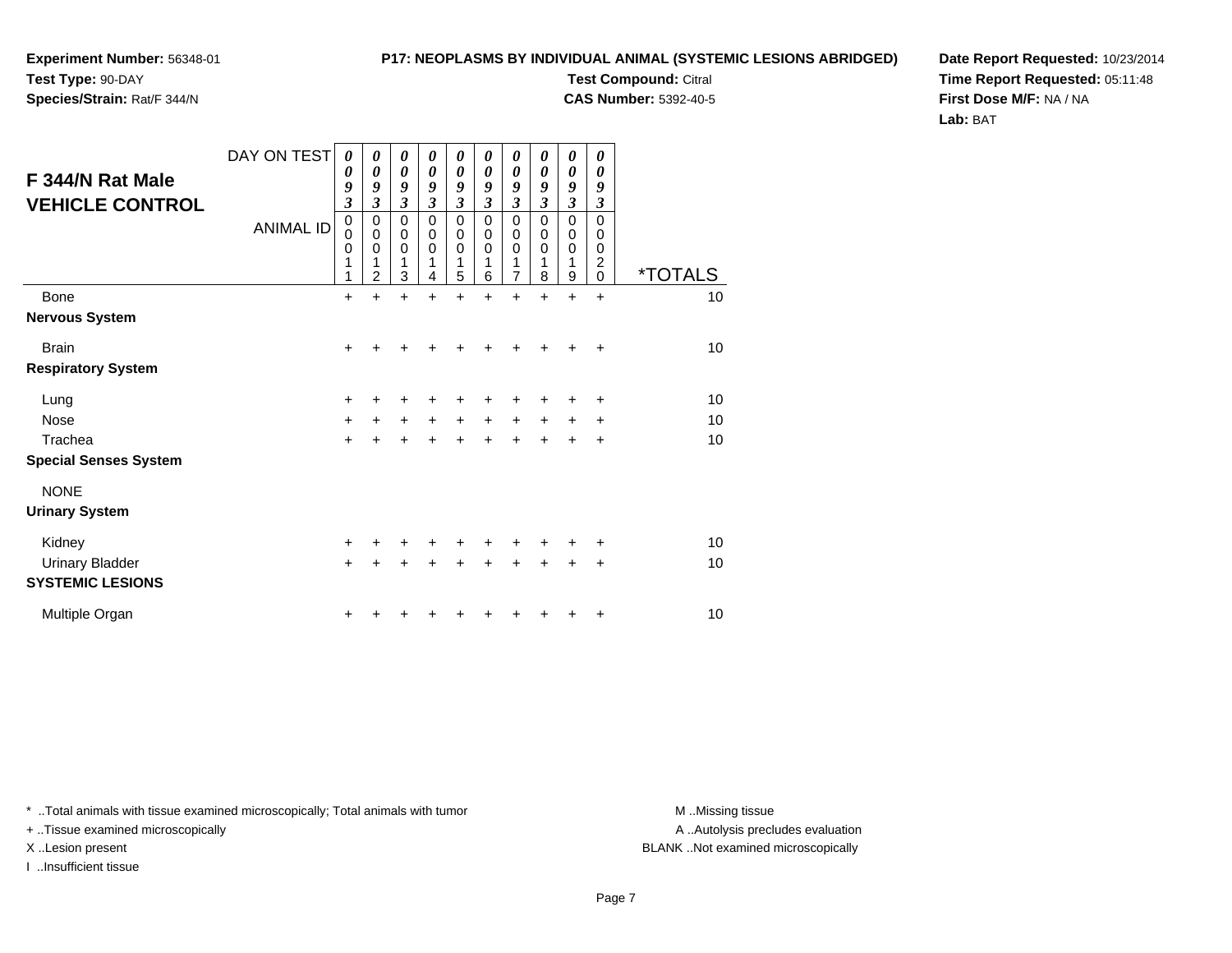**Experiment Number:** 56348-01
**Test Type:** 90-DAY
**Species/Strain:** Rat/F 344/N

**P17: NEOPLASMS BY INDIVIDUAL ANIMAL (SYSTEMIC LESIONS ABRIDGED)**
**Test Compound:** Citral
**CAS Number:** 5392-40-5

**Date Report Requested:** 10/23/2014
**Time Report Requested:** 05:11:48
**First Dose M/F:** NA / NA
**Lab:** BAT

## F 344/N Rat Male VEHICLE CONTROL

| DAY ON TEST | 0093 | 0093 | 0093 | 0093 | 0093 | 0093 | 0093 | 0093 | 0093 | 0093 | |
|---|---|---|---|---|---|---|---|---|---|---|---|
| ANIMAL ID | 00011 | 00012 | 00013 | 00014 | 00015 | 00016 | 00017 | 00018 | 00019 | 00020 | *TOTALS |
| Bone | + | + | + | + | + | + | + | + | + | + | 10 |
| **Nervous System** | | | | | | | | | | | |
| Brain | + | + | + | + | + | + | + | + | + | + | 10 |
| **Respiratory System** | | | | | | | | | | | |
| Lung | + | + | + | + | + | + | + | + | + | + | 10 |
| Nose | + | + | + | + | + | + | + | + | + | + | 10 |
| Trachea | + | + | + | + | + | + | + | + | + | + | 10 |
| **Special Senses System** | | | | | | | | | | | |
| NONE | | | | | | | | | | | |
| **Urinary System** | | | | | | | | | | | |
| Kidney | + | + | + | + | + | + | + | + | + | + | 10 |
| Urinary Bladder | + | + | + | + | + | + | + | + | + | + | 10 |
| **SYSTEMIC LESIONS** | | | | | | | | | | | |
| Multiple Organ | + | + | + | + | + | + | + | + | + | + | 10 |

* ..Total animals with tissue examined microscopically; Total animals with tumor
+ ..Tissue examined microscopically
X ..Lesion present
I ..Insufficient tissue

M ..Missing tissue
A ..Autolysis precludes evaluation
BLANK ..Not examined microscopically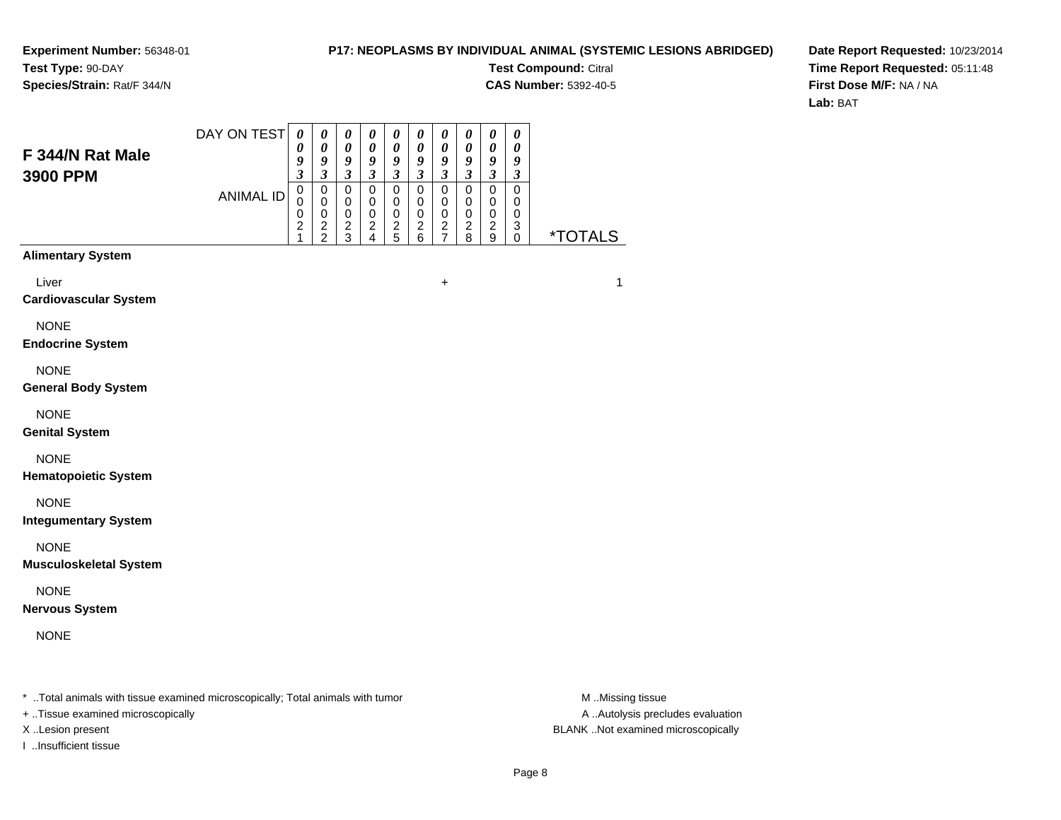**Experiment Number:** 56348-01
**Test Type:** 90-DAY
**Species/Strain:** Rat/F 344/N

**P17: NEOPLASMS BY INDIVIDUAL ANIMAL (SYSTEMIC LESIONS ABRIDGED)**
**Test Compound:** Citral
**CAS Number:** 5392-40-5

**Date Report Requested:** 10/23/2014
**Time Report Requested:** 05:11:48
**First Dose M/F:** NA / NA
**Lab:** BAT

## F 344/N Rat Male 3900 PPM

| DAY ON TEST | 0093 | 0093 | 0093 | 0093 | 0093 | 0093 | 0093 | 0093 | 0093 | 0093 | |
|---|---|---|---|---|---|---|---|---|---|---|---|
| ANIMAL ID | 00021 | 00022 | 00023 | 00024 | 00025 | 00026 | 00027 | 00028 | 00029 | 00030 | *TOTALS |
| **Alimentary System** | | | | | | | | | | | |
| Liver | | | | | | | + | | | | 1 |
| **Cardiovascular System** | | | | | | | | | | | |
| NONE | | | | | | | | | | | |
| **Endocrine System** | | | | | | | | | | | |
| NONE | | | | | | | | | | | |
| **General Body System** | | | | | | | | | | | |
| NONE | | | | | | | | | | | |
| **Genital System** | | | | | | | | | | | |
| NONE | | | | | | | | | | | |
| **Hematopoietic System** | | | | | | | | | | | |
| NONE | | | | | | | | | | | |
| **Integumentary System** | | | | | | | | | | | |
| NONE | | | | | | | | | | | |
| **Musculoskeletal System** | | | | | | | | | | | |
| NONE | | | | | | | | | | | |
| **Nervous System** | | | | | | | | | | | |
| NONE | | | | | | | | | | | |

* ..Total animals with tissue examined microscopically; Total animals with tumor
+ ..Tissue examined microscopically
X ..Lesion present
I ..Insufficient tissue

M ..Missing tissue
A ..Autolysis precludes evaluation
BLANK ..Not examined microscopically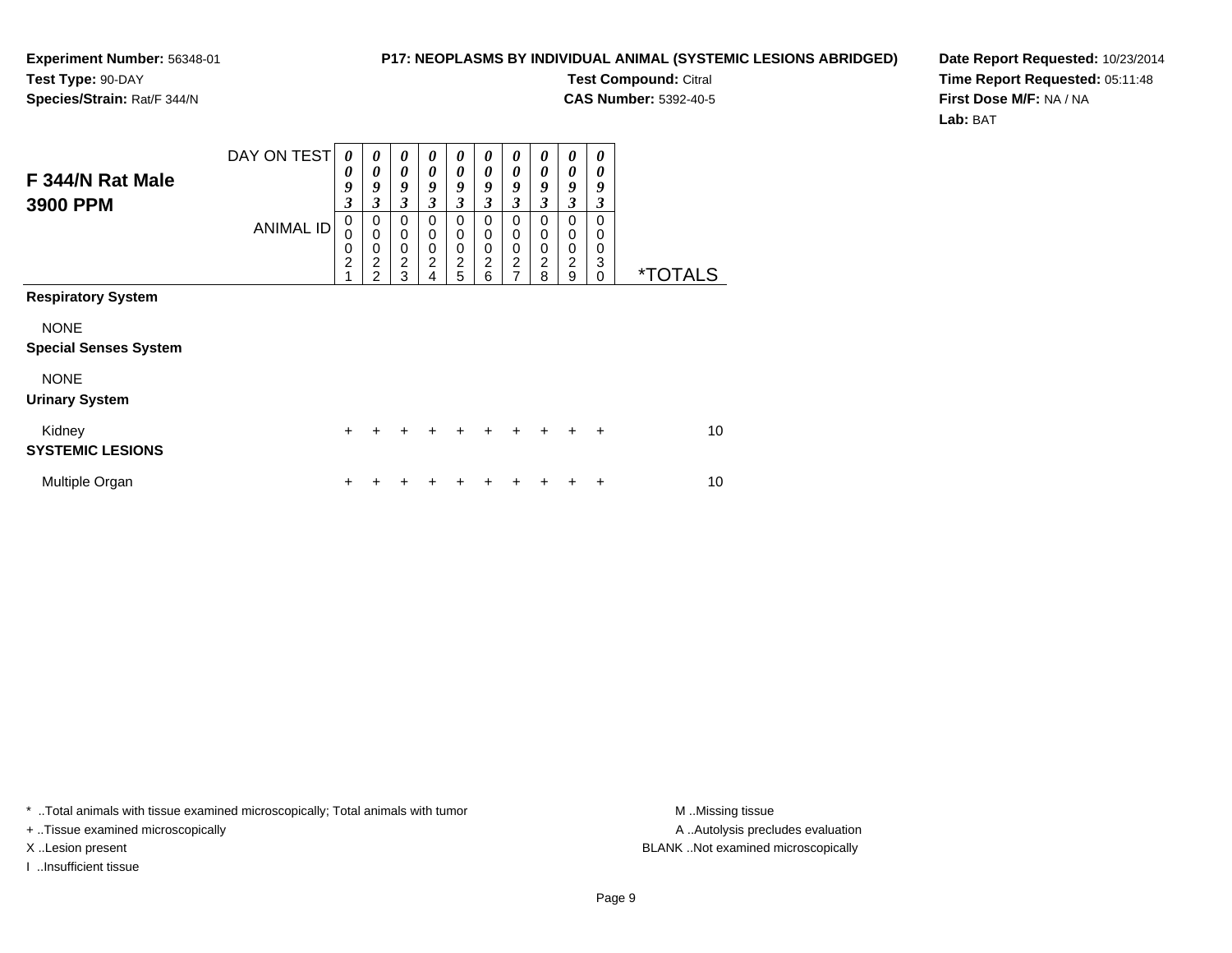**Experiment Number:** 56348-01
**Test Type:** 90-DAY
**Species/Strain:** Rat/F 344/N

**P17: NEOPLASMS BY INDIVIDUAL ANIMAL (SYSTEMIC LESIONS ABRIDGED)**
**Test Compound:** Citral
**CAS Number:** 5392-40-5

**Date Report Requested:** 10/23/2014
**Time Report Requested:** 05:11:48
**First Dose M/F:** NA / NA
**Lab:** BAT

## F 344/N Rat Male 3900 PPM

| DAY ON TEST | 0093 | 0093 | 0093 | 0093 | 0093 | 0093 | 0093 | 0093 | 0093 | 0093 | |
|---|---|---|---|---|---|---|---|---|---|---|---|
| ANIMAL ID | 00021 | 00022 | 00023 | 00024 | 00025 | 00026 | 00027 | 00028 | 00029 | 00030 | *TOTALS |
| **Respiratory System** | | | | | | | | | | | |
| NONE | | | | | | | | | | | |
| **Special Senses System** | | | | | | | | | | | |
| NONE | | | | | | | | | | | |
| **Urinary System** | | | | | | | | | | | |
| Kidney | + | + | + | + | + | + | + | + | + | + | 10 |
| **SYSTEMIC LESIONS** | | | | | | | | | | | |
| Multiple Organ | + | + | + | + | + | + | + | + | + | + | 10 |

\* ..Total animals with tissue examined microscopically; Total animals with tumor
+ ..Tissue examined microscopically
X ..Lesion present
I ..Insufficient tissue

M ..Missing tissue
A ..Autolysis precludes evaluation
BLANK ..Not examined microscopically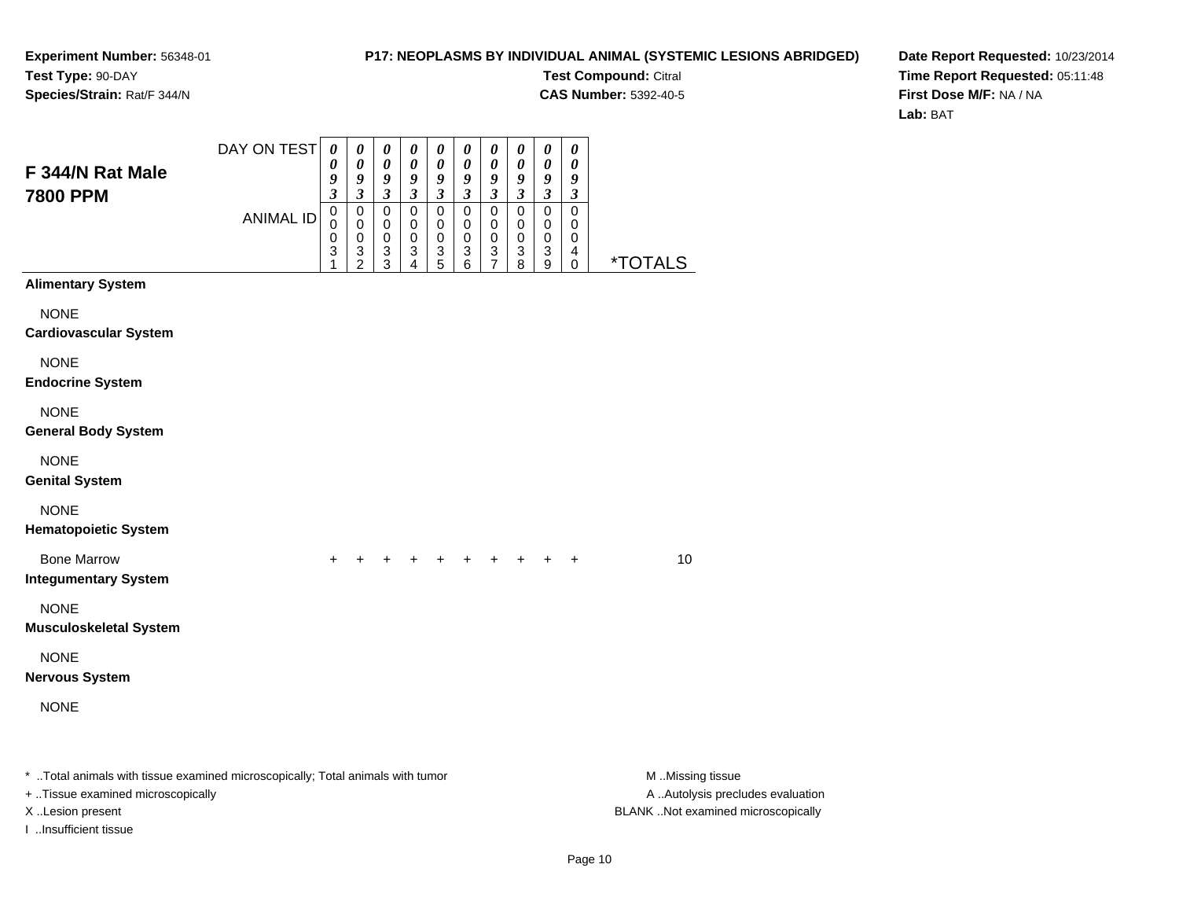**Experiment Number:** 56348-01
**Test Type:** 90-DAY
**Species/Strain:** Rat/F 344/N

**P17: NEOPLASMS BY INDIVIDUAL ANIMAL (SYSTEMIC LESIONS ABRIDGED)**
**Test Compound:** Citral
**CAS Number:** 5392-40-5

**Date Report Requested:** 10/23/2014
**Time Report Requested:** 05:11:48
**First Dose M/F:** NA / NA
**Lab:** BAT

## F 344/N Rat Male
## 7800 PPM

| DAY ON TEST | 0093 | 0093 | 0093 | 0093 | 0093 | 0093 | 0093 | 0093 | 0093 | 0093 | |
|---|---|---|---|---|---|---|---|---|---|---|---|
| ANIMAL ID | 00031 | 00032 | 00033 | 00034 | 00035 | 00036 | 00037 | 00038 | 00039 | 00040 | *TOTALS |
| **Alimentary System** | | | | | | | | | | | |
| NONE | | | | | | | | | | | |
| **Cardiovascular System** | | | | | | | | | | | |
| NONE | | | | | | | | | | | |
| **Endocrine System** | | | | | | | | | | | |
| NONE | | | | | | | | | | | |
| **General Body System** | | | | | | | | | | | |
| NONE | | | | | | | | | | | |
| **Genital System** | | | | | | | | | | | |
| NONE | | | | | | | | | | | |
| **Hematopoietic System** | | | | | | | | | | | |
| Bone Marrow | + | + | + | + | + | + | + | + | + | + | 10 |
| **Integumentary System** | | | | | | | | | | | |
| NONE | | | | | | | | | | | |
| **Musculoskeletal System** | | | | | | | | | | | |
| NONE | | | | | | | | | | | |
| **Nervous System** | | | | | | | | | | | |
| NONE | | | | | | | | | | | |

* ..Total animals with tissue examined microscopically; Total animals with tumor
+ ..Tissue examined microscopically
X ..Lesion present
I ..Insufficient tissue

M ..Missing tissue
A ..Autolysis precludes evaluation
BLANK ..Not examined microscopically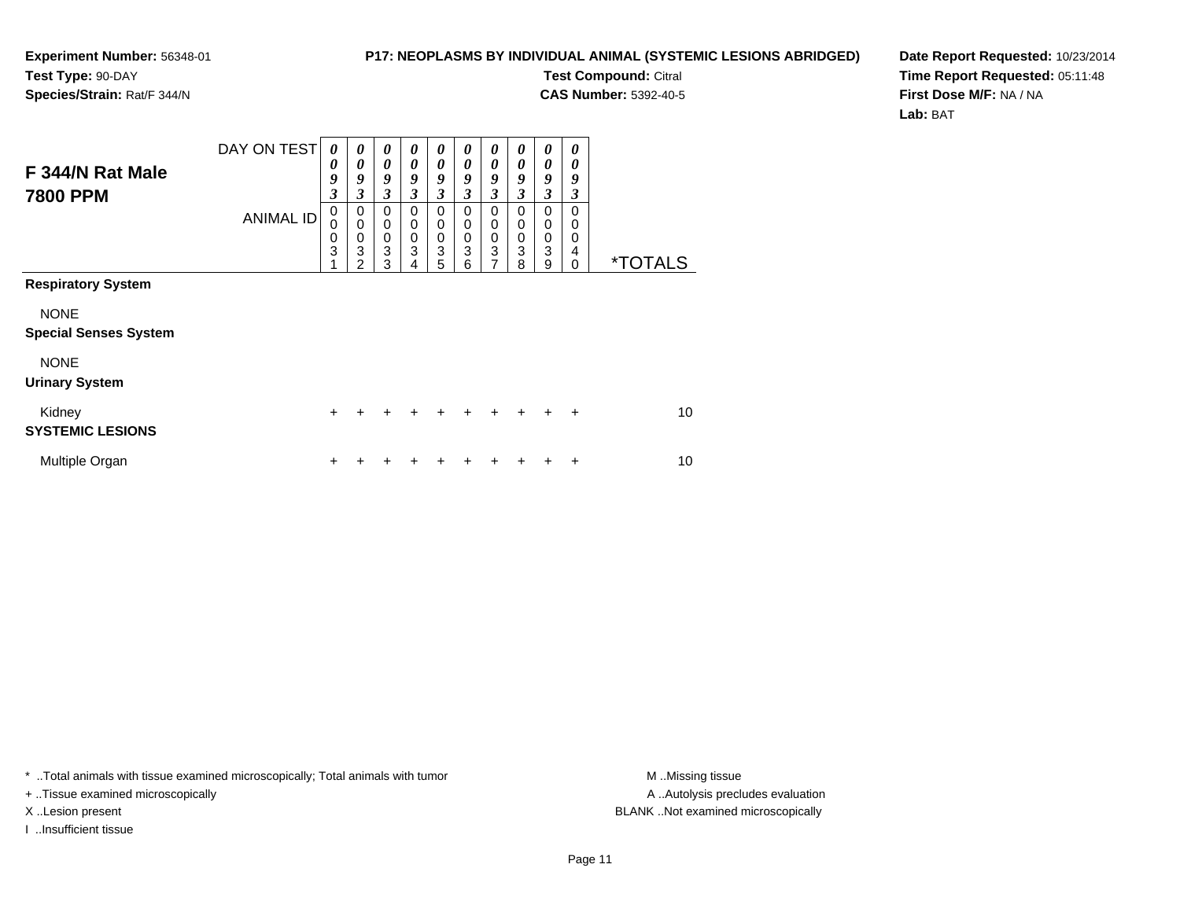**Experiment Number:** 56348-01
**Test Type:** 90-DAY
**Species/Strain:** Rat/F 344/N

**P17: NEOPLASMS BY INDIVIDUAL ANIMAL (SYSTEMIC LESIONS ABRIDGED)**
**Test Compound:** Citral
**CAS Number:** 5392-40-5

**Date Report Requested:** 10/23/2014
**Time Report Requested:** 05:11:48
**First Dose M/F:** NA / NA
**Lab:** BAT

## F 344/N Rat Male 7800 PPM

| DAY ON TEST | 0093 | 0093 | 0093 | 0093 | 0093 | 0093 | 0093 | 0093 | 0093 | 0093 | |
|---|---|---|---|---|---|---|---|---|---|---|---|
| ANIMAL ID | 00031 | 00032 | 00033 | 00034 | 00035 | 00036 | 00037 | 00038 | 00039 | 00040 | *TOTALS |
| **Respiratory System** | | | | | | | | | | | |
| NONE | | | | | | | | | | | |
| **Special Senses System** | | | | | | | | | | | |
| NONE | | | | | | | | | | | |
| **Urinary System** | | | | | | | | | | | |
| Kidney | + | + | + | + | + | + | + | + | + | + | 10 |
| **SYSTEMIC LESIONS** | | | | | | | | | | | |
| Multiple Organ | + | + | + | + | + | + | + | + | + | + | 10 |

* ..Total animals with tissue examined microscopically; Total animals with tumor
+ ..Tissue examined microscopically
X ..Lesion present
I ..Insufficient tissue

M ..Missing tissue
A ..Autolysis precludes evaluation
BLANK ..Not examined microscopically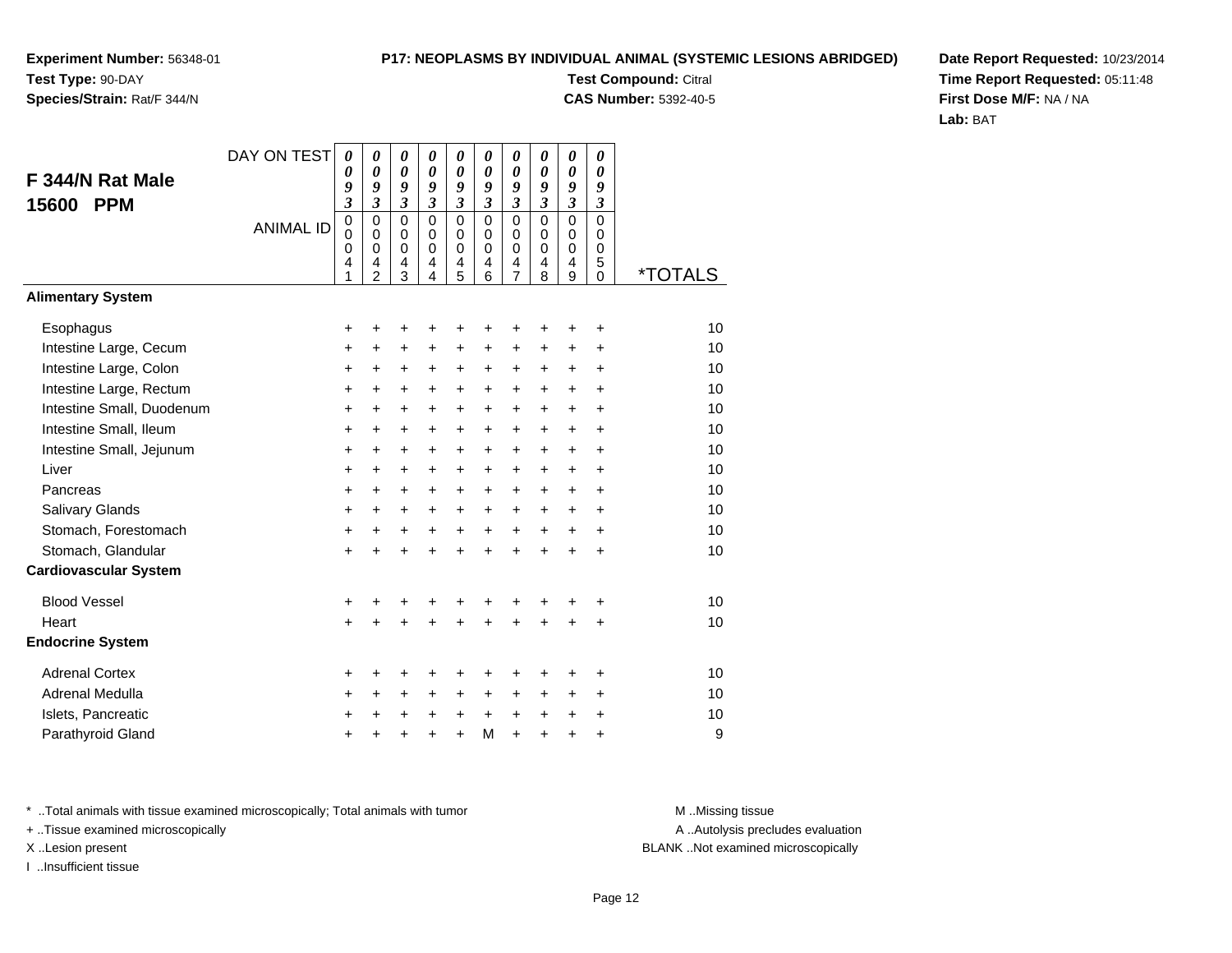**Experiment Number:** 56348-01
**Test Type:** 90-DAY
**Species/Strain:** Rat/F 344/N

**P17: NEOPLASMS BY INDIVIDUAL ANIMAL (SYSTEMIC LESIONS ABRIDGED)**
**Test Compound:** Citral
**CAS Number:** 5392-40-5

**Date Report Requested:** 10/23/2014
**Time Report Requested:** 05:11:48
**First Dose M/F:** NA / NA
**Lab:** BAT

## F 344/N Rat Male 15600 PPM

| DAY ON TEST | 0093 | 0093 | 0093 | 0093 | 0093 | 0093 | 0093 | 0093 | 0093 | 0093 | |
|---|---|---|---|---|---|---|---|---|---|---|---|
| ANIMAL ID | 00041 | 00042 | 00043 | 00044 | 00045 | 00046 | 00047 | 00048 | 00049 | 00050 | *TOTALS |
| **Alimentary System** | | | | | | | | | | | |
| Esophagus | + | + | + | + | + | + | + | + | + | + | 10 |
| Intestine Large, Cecum | + | + | + | + | + | + | + | + | + | + | 10 |
| Intestine Large, Colon | + | + | + | + | + | + | + | + | + | + | 10 |
| Intestine Large, Rectum | + | + | + | + | + | + | + | + | + | + | 10 |
| Intestine Small, Duodenum | + | + | + | + | + | + | + | + | + | + | 10 |
| Intestine Small, Ileum | + | + | + | + | + | + | + | + | + | + | 10 |
| Intestine Small, Jejunum | + | + | + | + | + | + | + | + | + | + | 10 |
| Liver | + | + | + | + | + | + | + | + | + | + | 10 |
| Pancreas | + | + | + | + | + | + | + | + | + | + | 10 |
| Salivary Glands | + | + | + | + | + | + | + | + | + | + | 10 |
| Stomach, Forestomach | + | + | + | + | + | + | + | + | + | + | 10 |
| Stomach, Glandular | + | + | + | + | + | + | + | + | + | + | 10 |
| **Cardiovascular System** | | | | | | | | | | | |
| Blood Vessel | + | + | + | + | + | + | + | + | + | + | 10 |
| Heart | + | + | + | + | + | + | + | + | + | + | 10 |
| **Endocrine System** | | | | | | | | | | | |
| Adrenal Cortex | + | + | + | + | + | + | + | + | + | + | 10 |
| Adrenal Medulla | + | + | + | + | + | + | + | + | + | + | 10 |
| Islets, Pancreatic | + | + | + | + | + | + | + | + | + | + | 10 |
| Parathyroid Gland | + | + | + | + | + | M | + | + | + | + | 9 |

* ..Total animals with tissue examined microscopically; Total animals with tumor
+ ..Tissue examined microscopically
X ..Lesion present
I ..Insufficient tissue

M ..Missing tissue
A ..Autolysis precludes evaluation
BLANK ..Not examined microscopically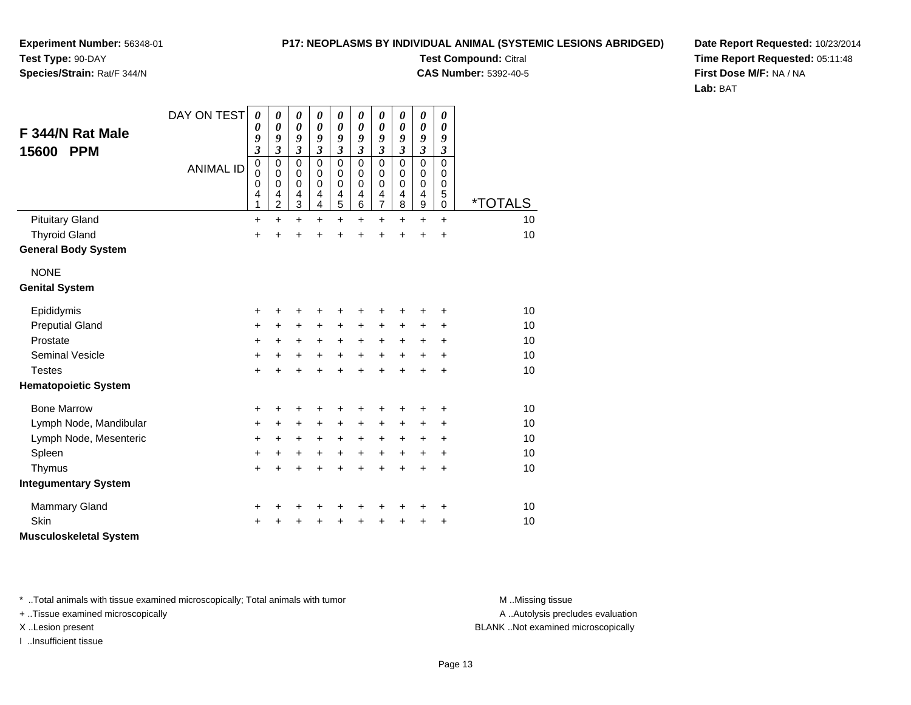**Experiment Number:** 56348-01
**Test Type:** 90-DAY
**Species/Strain:** Rat/F 344/N

**P17: NEOPLASMS BY INDIVIDUAL ANIMAL (SYSTEMIC LESIONS ABRIDGED)**
**Test Compound:** Citral
**CAS Number:** 5392-40-5

**Date Report Requested:** 10/23/2014
**Time Report Requested:** 05:11:48
**First Dose M/F:** NA / NA
**Lab:** BAT

## F 344/N Rat Male 15600 PPM

| DAY ON TEST | 0093 | 0093 | 0093 | 0093 | 0093 | 0093 | 0093 | 0093 | 0093 | 0093 | |
|---|---|---|---|---|---|---|---|---|---|---|---|
| ANIMAL ID | 00041 | 00042 | 00043 | 00044 | 00045 | 00046 | 00047 | 00048 | 00049 | 00050 | *TOTALS |
| Pituitary Gland | + | + | + | + | + | + | + | + | + | + | 10 |
| Thyroid Gland | + | + | + | + | + | + | + | + | + | + | 10 |
| **General Body System** | | | | | | | | | | | |
| NONE | | | | | | | | | | | |
| **Genital System** | | | | | | | | | | | |
| Epididymis | + | + | + | + | + | + | + | + | + | + | 10 |
| Preputial Gland | + | + | + | + | + | + | + | + | + | + | 10 |
| Prostate | + | + | + | + | + | + | + | + | + | + | 10 |
| Seminal Vesicle | + | + | + | + | + | + | + | + | + | + | 10 |
| Testes | + | + | + | + | + | + | + | + | + | + | 10 |
| **Hematopoietic System** | | | | | | | | | | | |
| Bone Marrow | + | + | + | + | + | + | + | + | + | + | 10 |
| Lymph Node, Mandibular | + | + | + | + | + | + | + | + | + | + | 10 |
| Lymph Node, Mesenteric | + | + | + | + | + | + | + | + | + | + | 10 |
| Spleen | + | + | + | + | + | + | + | + | + | + | 10 |
| Thymus | + | + | + | + | + | + | + | + | + | + | 10 |
| **Integumentary System** | | | | | | | | | | | |
| Mammary Gland | + | + | + | + | + | + | + | + | + | + | 10 |
| Skin | + | + | + | + | + | + | + | + | + | + | 10 |
| **Musculoskeletal System** | | | | | | | | | | | |

\* ..Total animals with tissue examined microscopically; Total animals with tumor
\+ ..Tissue examined microscopically
X ..Lesion present
I ..Insufficient tissue

M ..Missing tissue
A ..Autolysis precludes evaluation
BLANK ..Not examined microscopically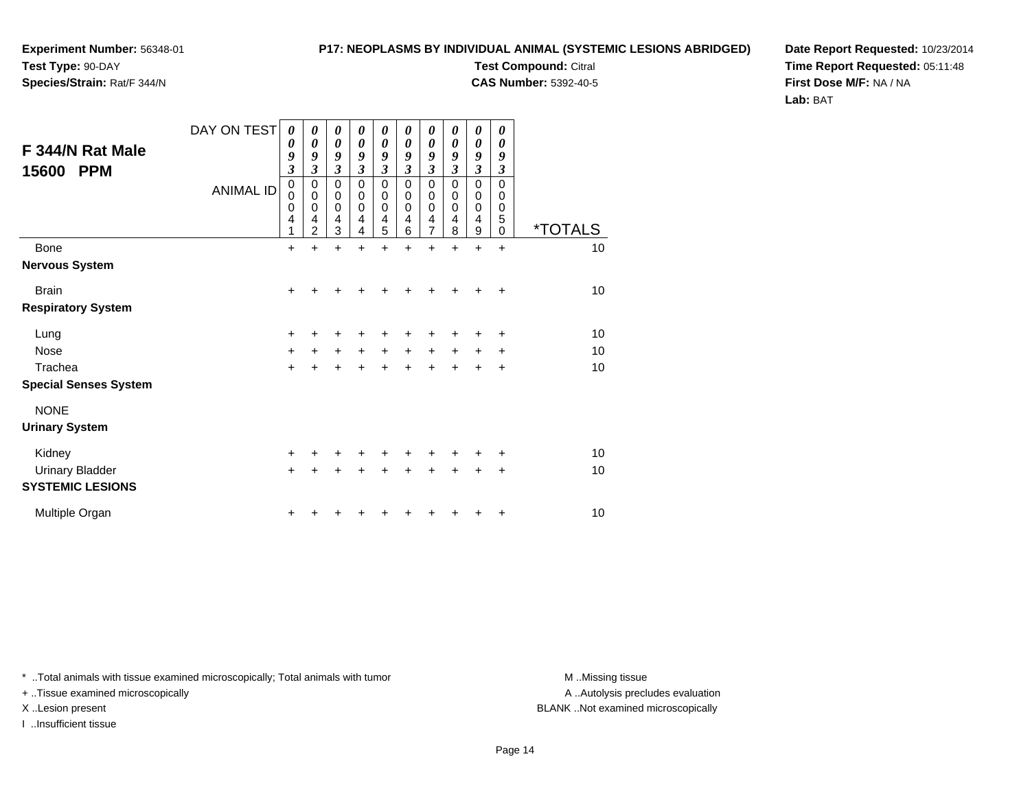**Experiment Number:** 56348-01
**Test Type:** 90-DAY
**Species/Strain:** Rat/F 344/N

**P17: NEOPLASMS BY INDIVIDUAL ANIMAL (SYSTEMIC LESIONS ABRIDGED)**
**Test Compound:** Citral
**CAS Number:** 5392-40-5

**Date Report Requested:** 10/23/2014
**Time Report Requested:** 05:11:48
**First Dose M/F:** NA / NA
**Lab:** BAT

## F 344/N Rat Male 15600 PPM

| DAY ON TEST | 0093 | 0093 | 0093 | 0093 | 0093 | 0093 | 0093 | 0093 | 0093 | 0093 | |
|---|---|---|---|---|---|---|---|---|---|---|---|
| ANIMAL ID | 00041 | 00042 | 00043 | 00044 | 00045 | 00046 | 00047 | 00048 | 00049 | 00050 | *TOTALS |
| Bone | + | + | + | + | + | + | + | + | + | + | 10 |
| **Nervous System** | | | | | | | | | | | |
| Brain | + | + | + | + | + | + | + | + | + | + | 10 |
| **Respiratory System** | | | | | | | | | | | |
| Lung | + | + | + | + | + | + | + | + | + | + | 10 |
| Nose | + | + | + | + | + | + | + | + | + | + | 10 |
| Trachea | + | + | + | + | + | + | + | + | + | + | 10 |
| **Special Senses System** | | | | | | | | | | | |
| NONE | | | | | | | | | | | |
| **Urinary System** | | | | | | | | | | | |
| Kidney | + | + | + | + | + | + | + | + | + | + | 10 |
| Urinary Bladder | + | + | + | + | + | + | + | + | + | + | 10 |
| **SYSTEMIC LESIONS** | | | | | | | | | | | |
| Multiple Organ | + | + | + | + | + | + | + | + | + | + | 10 |

* ..Total animals with tissue examined microscopically; Total animals with tumor
+ ..Tissue examined microscopically
X ..Lesion present
I ..Insufficient tissue

M ..Missing tissue
A ..Autolysis precludes evaluation
BLANK ..Not examined microscopically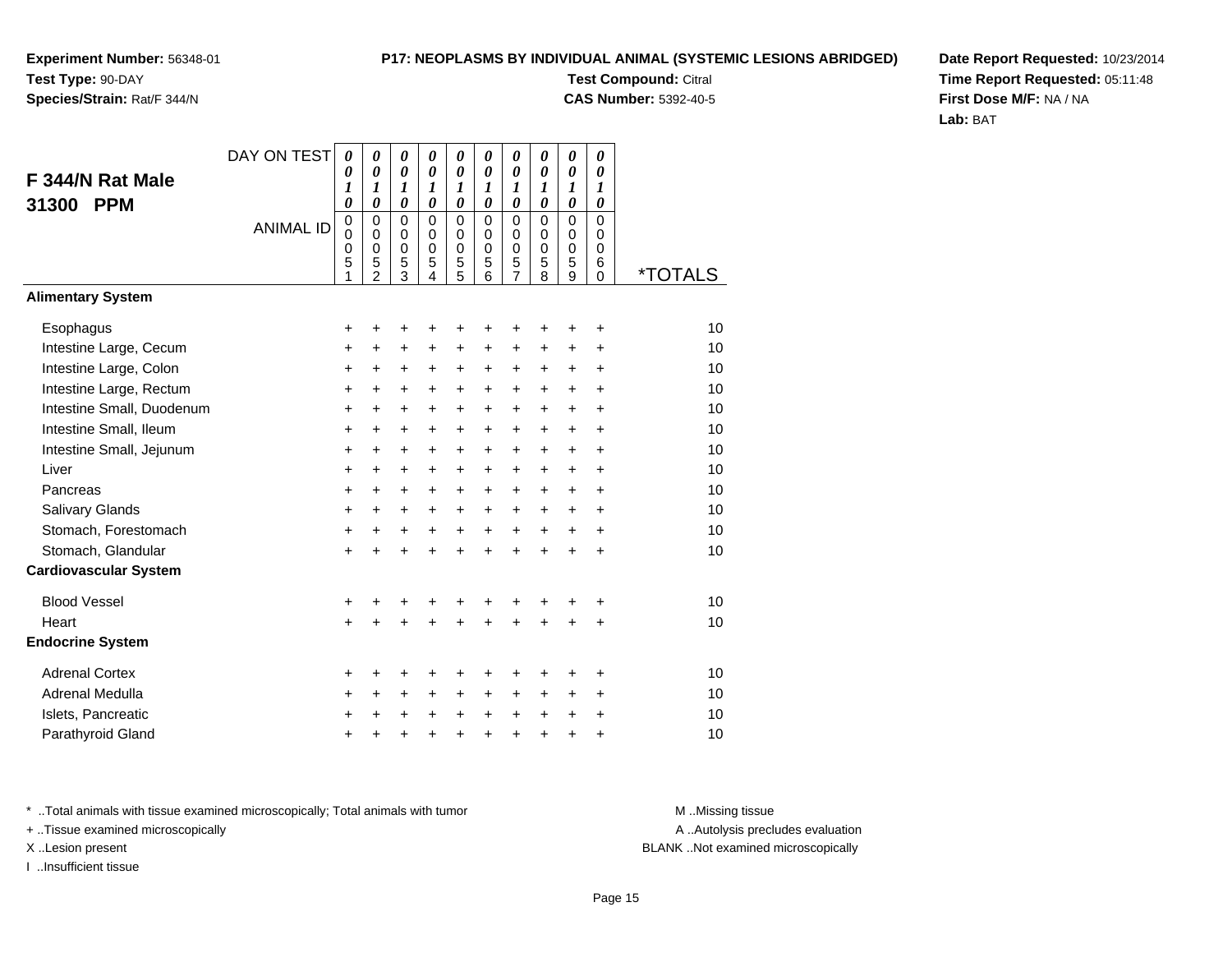**Experiment Number:** 56348-01
**Test Type:** 90-DAY
**Species/Strain:** Rat/F 344/N

**P17: NEOPLASMS BY INDIVIDUAL ANIMAL (SYSTEMIC LESIONS ABRIDGED)**
**Test Compound:** Citral
**CAS Number:** 5392-40-5

**Date Report Requested:** 10/23/2014
**Time Report Requested:** 05:11:48
**First Dose M/F:** NA / NA
**Lab:** BAT

## F 344/N Rat Male 31300 PPM

| DAY ON TEST | 0010 | 0010 | 0010 | 0010 | 0010 | 0010 | 0010 | 0010 | 0010 | 0010 | |
|---|---|---|---|---|---|---|---|---|---|---|---|
| **ANIMAL ID** | 00051 | 00052 | 00053 | 00054 | 00055 | 00056 | 00057 | 00058 | 00059 | 00060 | ***TOTALS** |
| **Alimentary System** | | | | | | | | | | | |
| Esophagus | + | + | + | + | + | + | + | + | + | + | 10 |
| Intestine Large, Cecum | + | + | + | + | + | + | + | + | + | + | 10 |
| Intestine Large, Colon | + | + | + | + | + | + | + | + | + | + | 10 |
| Intestine Large, Rectum | + | + | + | + | + | + | + | + | + | + | 10 |
| Intestine Small, Duodenum | + | + | + | + | + | + | + | + | + | + | 10 |
| Intestine Small, Ileum | + | + | + | + | + | + | + | + | + | + | 10 |
| Intestine Small, Jejunum | + | + | + | + | + | + | + | + | + | + | 10 |
| Liver | + | + | + | + | + | + | + | + | + | + | 10 |
| Pancreas | + | + | + | + | + | + | + | + | + | + | 10 |
| Salivary Glands | + | + | + | + | + | + | + | + | + | + | 10 |
| Stomach, Forestomach | + | + | + | + | + | + | + | + | + | + | 10 |
| Stomach, Glandular | + | + | + | + | + | + | + | + | + | + | 10 |
| **Cardiovascular System** | | | | | | | | | | | |
| Blood Vessel | + | + | + | + | + | + | + | + | + | + | 10 |
| Heart | + | + | + | + | + | + | + | + | + | + | 10 |
| **Endocrine System** | | | | | | | | | | | |
| Adrenal Cortex | + | + | + | + | + | + | + | + | + | + | 10 |
| Adrenal Medulla | + | + | + | + | + | + | + | + | + | + | 10 |
| Islets, Pancreatic | + | + | + | + | + | + | + | + | + | + | 10 |
| Parathyroid Gland | + | + | + | + | + | + | + | + | + | + | 10 |

* ..Total animals with tissue examined microscopically; Total animals with tumor
+ ..Tissue examined microscopically
X ..Lesion present
I ..Insufficient tissue

M ..Missing tissue
A ..Autolysis precludes evaluation
BLANK ..Not examined microscopically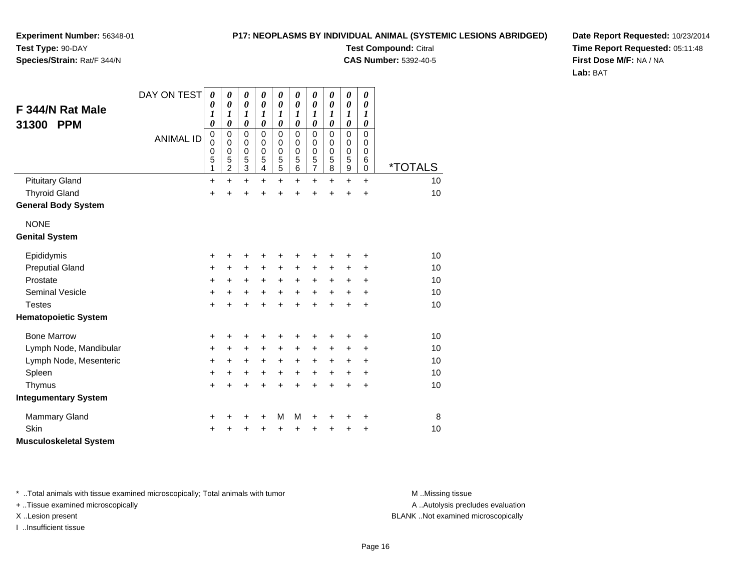**Experiment Number:** 56348-01
**Test Type:** 90-DAY
**Species/Strain:** Rat/F 344/N

**P17: NEOPLASMS BY INDIVIDUAL ANIMAL (SYSTEMIC LESIONS ABRIDGED)**
**Test Compound:** Citral
**CAS Number:** 5392-40-5

**Date Report Requested:** 10/23/2014
**Time Report Requested:** 05:11:48
**First Dose M/F:** NA / NA
**Lab:** BAT

## F 344/N Rat Male 31300 PPM

| DAY ON TEST | 0010 | 0010 | 0010 | 0010 | 0010 | 0010 | 0010 | 0010 | 0010 | 0010 | |
|---|---|---|---|---|---|---|---|---|---|---|---|
| ANIMAL ID | 00051 | 00052 | 00053 | 00054 | 00055 | 00056 | 00057 | 00058 | 00059 | 00060 | *TOTALS |
| Pituitary Gland | + | + | + | + | + | + | + | + | + | + | 10 |
| Thyroid Gland | + | + | + | + | + | + | + | + | + | + | 10 |
| **General Body System** | | | | | | | | | | | |
| NONE | | | | | | | | | | | |
| **Genital System** | | | | | | | | | | | |
| Epididymis | + | + | + | + | + | + | + | + | + | + | 10 |
| Preputial Gland | + | + | + | + | + | + | + | + | + | + | 10 |
| Prostate | + | + | + | + | + | + | + | + | + | + | 10 |
| Seminal Vesicle | + | + | + | + | + | + | + | + | + | + | 10 |
| Testes | + | + | + | + | + | + | + | + | + | + | 10 |
| **Hematopoietic System** | | | | | | | | | | | |
| Bone Marrow | + | + | + | + | + | + | + | + | + | + | 10 |
| Lymph Node, Mandibular | + | + | + | + | + | + | + | + | + | + | 10 |
| Lymph Node, Mesenteric | + | + | + | + | + | + | + | + | + | + | 10 |
| Spleen | + | + | + | + | + | + | + | + | + | + | 10 |
| Thymus | + | + | + | + | + | + | + | + | + | + | 10 |
| **Integumentary System** | | | | | | | | | | | |
| Mammary Gland | + | + | + | + | M | M | + | + | + | + | 8 |
| Skin | + | + | + | + | + | + | + | + | + | + | 10 |
| **Musculoskeletal System** | | | | | | | | | | | |

* ..Total animals with tissue examined microscopically; Total animals with tumor
+ ..Tissue examined microscopically
X ..Lesion present
I ..Insufficient tissue

M ..Missing tissue
A ..Autolysis precludes evaluation
BLANK ..Not examined microscopically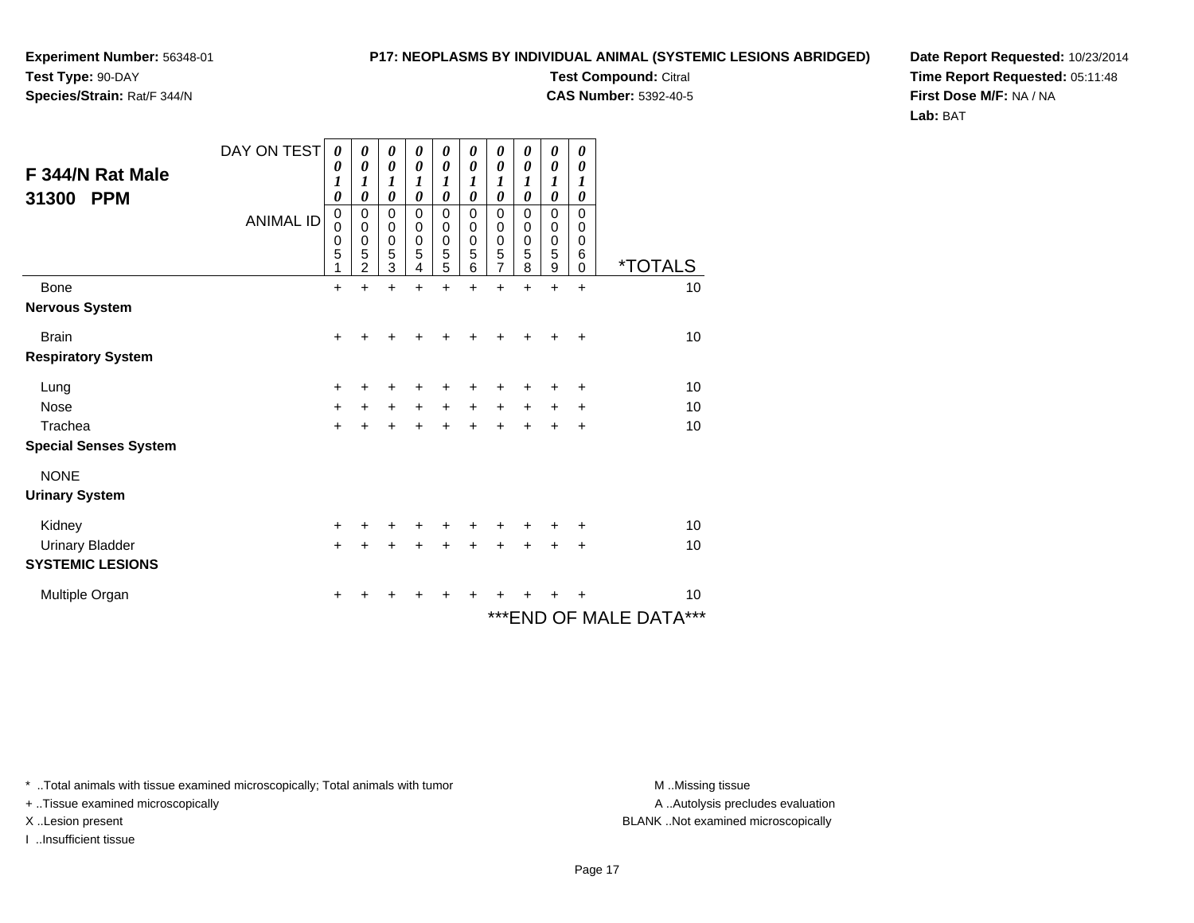**Experiment Number:** 56348-01
**Test Type:** 90-DAY
**Species/Strain:** Rat/F 344/N

**P17: NEOPLASMS BY INDIVIDUAL ANIMAL (SYSTEMIC LESIONS ABRIDGED)**
**Test Compound:** Citral
**CAS Number:** 5392-40-5

**Date Report Requested:** 10/23/2014
**Time Report Requested:** 05:11:48
**First Dose M/F:** NA / NA
**Lab:** BAT

## F 344/N Rat Male 31300 PPM

| DAY ON TEST | 0010 | 0010 | 0010 | 0010 | 0010 | 0010 | 0010 | 0010 | 0010 | 0010 | |
|---|---|---|---|---|---|---|---|---|---|---|---|
| **ANIMAL ID** | 00051 | 00052 | 00053 | 00054 | 00055 | 00056 | 00057 | 00058 | 00059 | 00060 | ***TOTALS** |
| Bone | + | + | + | + | + | + | + | + | + | + | 10 |
| **Nervous System** | | | | | | | | | | | |
| Brain | + | + | + | + | + | + | + | + | + | + | 10 |
| **Respiratory System** | | | | | | | | | | | |
| Lung | + | + | + | + | + | + | + | + | + | + | 10 |
| Nose | + | + | + | + | + | + | + | + | + | + | 10 |
| Trachea | + | + | + | + | + | + | + | + | + | + | 10 |
| **Special Senses System** | | | | | | | | | | | |
| NONE | | | | | | | | | | | |
| **Urinary System** | | | | | | | | | | | |
| Kidney | + | + | + | + | + | + | + | + | + | + | 10 |
| Urinary Bladder | + | + | + | + | + | + | + | + | + | + | 10 |
| **SYSTEMIC LESIONS** | | | | | | | | | | | |
| Multiple Organ | + | + | + | + | + | + | + | + | + | + | 10 |

***END OF MALE DATA***

* ..Total animals with tissue examined microscopically; Total animals with tumor
+ ..Tissue examined microscopically
X ..Lesion present
I ..Insufficient tissue

M ..Missing tissue
A ..Autolysis precludes evaluation
BLANK ..Not examined microscopically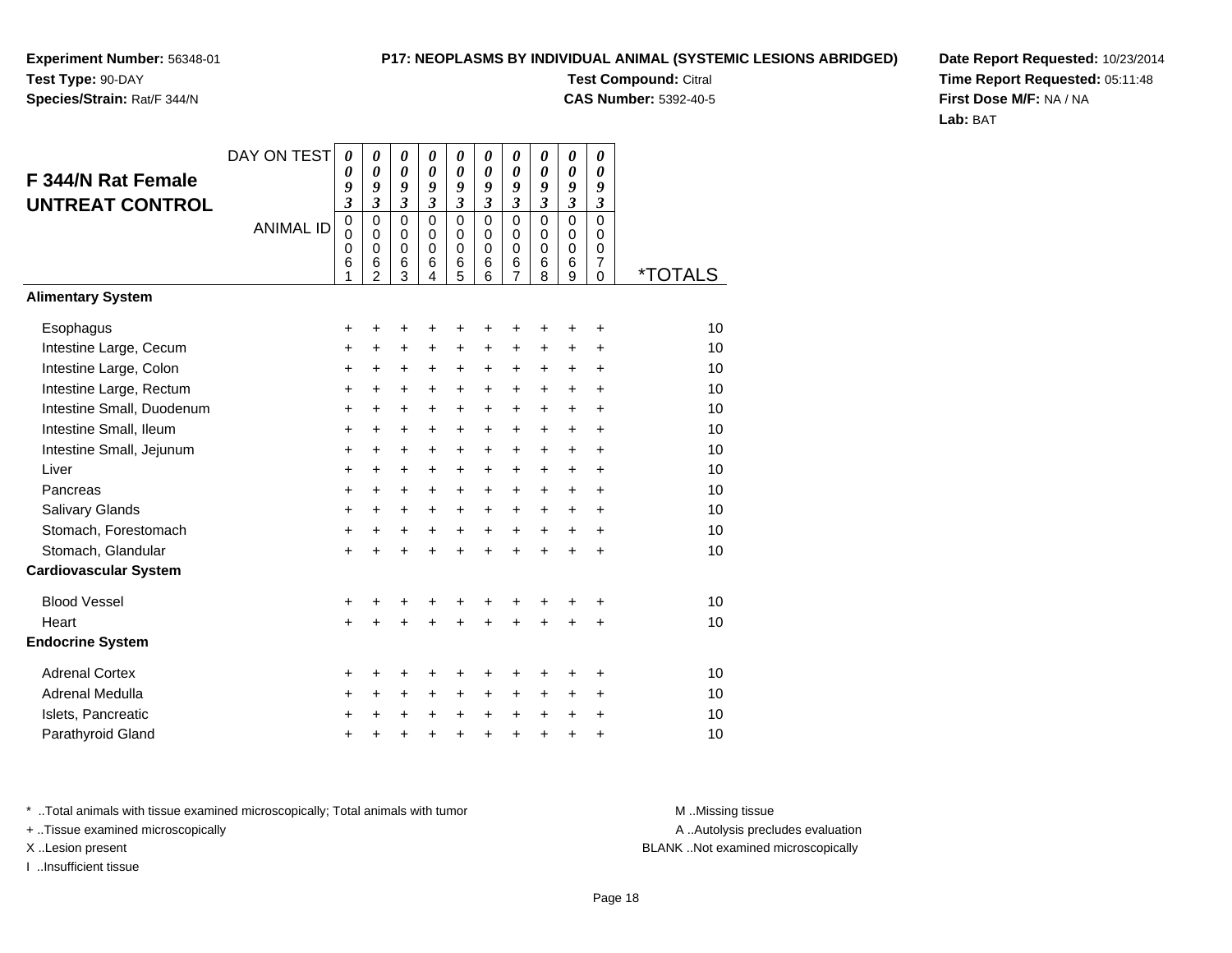**Experiment Number:** 56348-01
**Test Type:** 90-DAY
**Species/Strain:** Rat/F 344/N

**P17: NEOPLASMS BY INDIVIDUAL ANIMAL (SYSTEMIC LESIONS ABRIDGED)**
**Test Compound:** Citral
**CAS Number:** 5392-40-5

**Date Report Requested:** 10/23/2014
**Time Report Requested:** 05:11:48
**First Dose M/F:** NA / NA
**Lab:** BAT

## F 344/N Rat Female UNTREAT CONTROL

| DAY ON TEST | 0093 | 0093 | 0093 | 0093 | 0093 | 0093 | 0093 | 0093 | 0093 | 0093 | |
|---|---|---|---|---|---|---|---|---|---|---|---|
| ANIMAL ID | 00061 | 00062 | 00063 | 00064 | 00065 | 00066 | 00067 | 00068 | 00069 | 00070 | *TOTALS |
| **Alimentary System** | | | | | | | | | | | |
| Esophagus | + | + | + | + | + | + | + | + | + | + | 10 |
| Intestine Large, Cecum | + | + | + | + | + | + | + | + | + | + | 10 |
| Intestine Large, Colon | + | + | + | + | + | + | + | + | + | + | 10 |
| Intestine Large, Rectum | + | + | + | + | + | + | + | + | + | + | 10 |
| Intestine Small, Duodenum | + | + | + | + | + | + | + | + | + | + | 10 |
| Intestine Small, Ileum | + | + | + | + | + | + | + | + | + | + | 10 |
| Intestine Small, Jejunum | + | + | + | + | + | + | + | + | + | + | 10 |
| Liver | + | + | + | + | + | + | + | + | + | + | 10 |
| Pancreas | + | + | + | + | + | + | + | + | + | + | 10 |
| Salivary Glands | + | + | + | + | + | + | + | + | + | + | 10 |
| Stomach, Forestomach | + | + | + | + | + | + | + | + | + | + | 10 |
| Stomach, Glandular | + | + | + | + | + | + | + | + | + | + | 10 |
| **Cardiovascular System** | | | | | | | | | | | |
| Blood Vessel | + | + | + | + | + | + | + | + | + | + | 10 |
| Heart | + | + | + | + | + | + | + | + | + | + | 10 |
| **Endocrine System** | | | | | | | | | | | |
| Adrenal Cortex | + | + | + | + | + | + | + | + | + | + | 10 |
| Adrenal Medulla | + | + | + | + | + | + | + | + | + | + | 10 |
| Islets, Pancreatic | + | + | + | + | + | + | + | + | + | + | 10 |
| Parathyroid Gland | + | + | + | + | + | + | + | + | + | + | 10 |

\* ..Total animals with tissue examined microscopically; Total animals with tumor
+ ..Tissue examined microscopically
X ..Lesion present
I ..Insufficient tissue

M ..Missing tissue
A ..Autolysis precludes evaluation
BLANK ..Not examined microscopically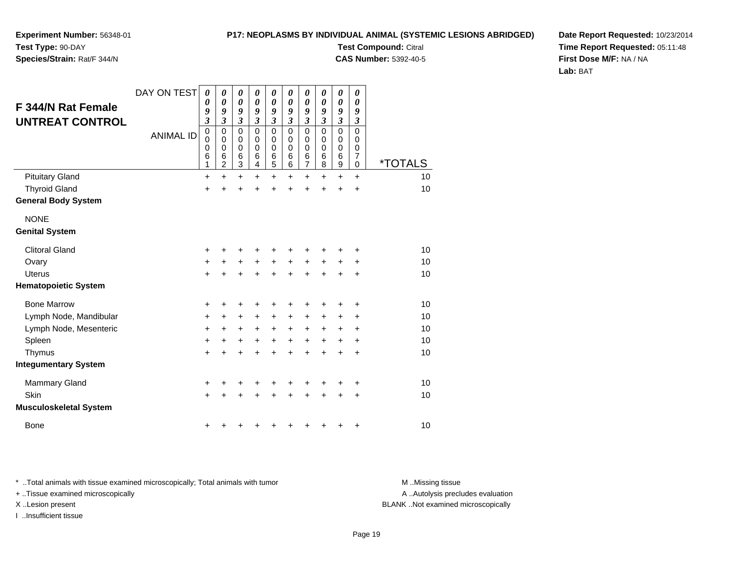**Experiment Number:** 56348-01
**Test Type:** 90-DAY
**Species/Strain:** Rat/F 344/N

**P17: NEOPLASMS BY INDIVIDUAL ANIMAL (SYSTEMIC LESIONS ABRIDGED)**
**Test Compound:** Citral
**CAS Number:** 5392-40-5

**Date Report Requested:** 10/23/2014
**Time Report Requested:** 05:11:48
**First Dose M/F:** NA / NA
**Lab:** BAT

## F 344/N Rat Female UNTREAT CONTROL

| DAY ON TEST | 0093 | 0093 | 0093 | 0093 | 0093 | 0093 | 0093 | 0093 | 0093 | 0093 | |
|---|---|---|---|---|---|---|---|---|---|---|---|
| ANIMAL ID | 00061 | 00062 | 00063 | 00064 | 00065 | 00066 | 00067 | 00068 | 00069 | 00070 | *TOTALS |
| Pituitary Gland | + | + | + | + | + | + | + | + | + | + | 10 |
| Thyroid Gland | + | + | + | + | + | + | + | + | + | + | 10 |
| **General Body System** | | | | | | | | | | | |
| NONE | | | | | | | | | | | |
| **Genital System** | | | | | | | | | | | |
| Clitoral Gland | + | + | + | + | + | + | + | + | + | + | 10 |
| Ovary | + | + | + | + | + | + | + | + | + | + | 10 |
| Uterus | + | + | + | + | + | + | + | + | + | + | 10 |
| **Hematopoietic System** | | | | | | | | | | | |
| Bone Marrow | + | + | + | + | + | + | + | + | + | + | 10 |
| Lymph Node, Mandibular | + | + | + | + | + | + | + | + | + | + | 10 |
| Lymph Node, Mesenteric | + | + | + | + | + | + | + | + | + | + | 10 |
| Spleen | + | + | + | + | + | + | + | + | + | + | 10 |
| Thymus | + | + | + | + | + | + | + | + | + | + | 10 |
| **Integumentary System** | | | | | | | | | | | |
| Mammary Gland | + | + | + | + | + | + | + | + | + | + | 10 |
| Skin | + | + | + | + | + | + | + | + | + | + | 10 |
| **Musculoskeletal System** | | | | | | | | | | | |
| Bone | + | + | + | + | + | + | + | + | + | + | 10 |

* ..Total animals with tissue examined microscopically; Total animals with tumor
+ ..Tissue examined microscopically
X ..Lesion present
I ..Insufficient tissue

M ..Missing tissue
A ..Autolysis precludes evaluation
BLANK ..Not examined microscopically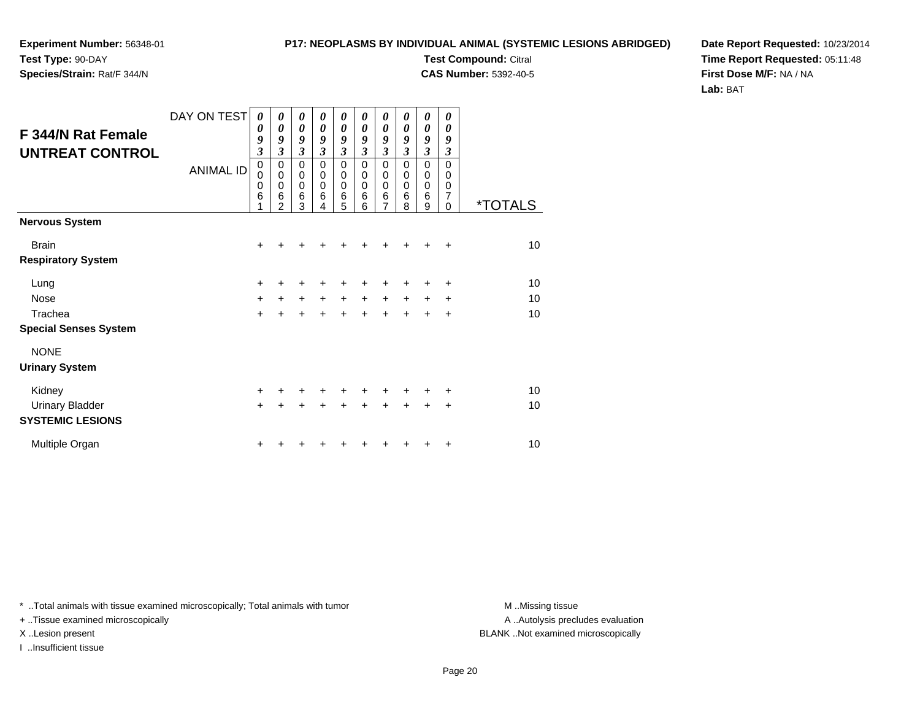**Experiment Number:** 56348-01
**Test Type:** 90-DAY
**Species/Strain:** Rat/F 344/N

**P17: NEOPLASMS BY INDIVIDUAL ANIMAL (SYSTEMIC LESIONS ABRIDGED)**
**Test Compound:** Citral
**CAS Number:** 5392-40-5

**Date Report Requested:** 10/23/2014
**Time Report Requested:** 05:11:48
**First Dose M/F:** NA / NA
**Lab:** BAT

## F 344/N Rat Female UNTREAT CONTROL

| DAY ON TEST | 0093 | 0093 | 0093 | 0093 | 0093 | 0093 | 0093 | 0093 | 0093 | 0093 | |
|---|---|---|---|---|---|---|---|---|---|---|---|
| ANIMAL ID | 00061 | 00062 | 00063 | 00064 | 00065 | 00066 | 00067 | 00068 | 00069 | 00070 | *TOTALS |
| **Nervous System** | | | | | | | | | | | |
| Brain | + | + | + | + | + | + | + | + | + | + | 10 |
| **Respiratory System** | | | | | | | | | | | |
| Lung | + | + | + | + | + | + | + | + | + | + | 10 |
| Nose | + | + | + | + | + | + | + | + | + | + | 10 |
| Trachea | + | + | + | + | + | + | + | + | + | + | 10 |
| **Special Senses System** | | | | | | | | | | | |
| NONE | | | | | | | | | | | |
| **Urinary System** | | | | | | | | | | | |
| Kidney | + | + | + | + | + | + | + | + | + | + | 10 |
| Urinary Bladder | + | + | + | + | + | + | + | + | + | + | 10 |
| **SYSTEMIC LESIONS** | | | | | | | | | | | |
| Multiple Organ | + | + | + | + | + | + | + | + | + | + | 10 |

* ..Total animals with tissue examined microscopically; Total animals with tumor
+ ..Tissue examined microscopically
X ..Lesion present
I ..Insufficient tissue

M ..Missing tissue
A ..Autolysis precludes evaluation
BLANK ..Not examined microscopically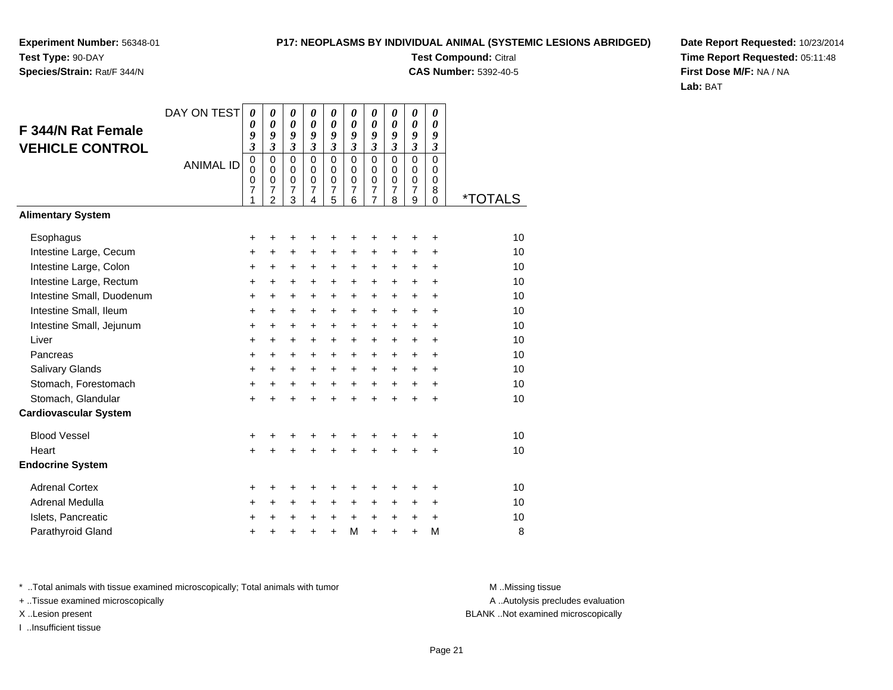**Experiment Number:** 56348-01
**Test Type:** 90-DAY
**Species/Strain:** Rat/F 344/N

**P17: NEOPLASMS BY INDIVIDUAL ANIMAL (SYSTEMIC LESIONS ABRIDGED)**
**Test Compound:** Citral
**CAS Number:** 5392-40-5

**Date Report Requested:** 10/23/2014
**Time Report Requested:** 05:11:48
**First Dose M/F:** NA / NA
**Lab:** BAT

## F 344/N Rat Female VEHICLE CONTROL

| DAY ON TEST | 0093 | 0093 | 0093 | 0093 | 0093 | 0093 | 0093 | 0093 | 0093 | 0093 | |
|---|---|---|---|---|---|---|---|---|---|---|---|
| ANIMAL ID | 00071 | 00072 | 00073 | 00074 | 00075 | 00076 | 00077 | 00078 | 00079 | 00080 | *TOTALS |
| **Alimentary System** | | | | | | | | | | | |
| Esophagus | + | + | + | + | + | + | + | + | + | + | 10 |
| Intestine Large, Cecum | + | + | + | + | + | + | + | + | + | + | 10 |
| Intestine Large, Colon | + | + | + | + | + | + | + | + | + | + | 10 |
| Intestine Large, Rectum | + | + | + | + | + | + | + | + | + | + | 10 |
| Intestine Small, Duodenum | + | + | + | + | + | + | + | + | + | + | 10 |
| Intestine Small, Ileum | + | + | + | + | + | + | + | + | + | + | 10 |
| Intestine Small, Jejunum | + | + | + | + | + | + | + | + | + | + | 10 |
| Liver | + | + | + | + | + | + | + | + | + | + | 10 |
| Pancreas | + | + | + | + | + | + | + | + | + | + | 10 |
| Salivary Glands | + | + | + | + | + | + | + | + | + | + | 10 |
| Stomach, Forestomach | + | + | + | + | + | + | + | + | + | + | 10 |
| Stomach, Glandular | + | + | + | + | + | + | + | + | + | + | 10 |
| **Cardiovascular System** | | | | | | | | | | | |
| Blood Vessel | + | + | + | + | + | + | + | + | + | + | 10 |
| Heart | + | + | + | + | + | + | + | + | + | + | 10 |
| **Endocrine System** | | | | | | | | | | | |
| Adrenal Cortex | + | + | + | + | + | + | + | + | + | + | 10 |
| Adrenal Medulla | + | + | + | + | + | + | + | + | + | + | 10 |
| Islets, Pancreatic | + | + | + | + | + | + | + | + | + | + | 10 |
| Parathyroid Gland | + | + | + | + | + | M | + | + | + | M | 8 |

\* ..Total animals with tissue examined microscopically; Total animals with tumor
\+ ..Tissue examined microscopically
X ..Lesion present
I ..Insufficient tissue

M ..Missing tissue
A ..Autolysis precludes evaluation
BLANK ..Not examined microscopically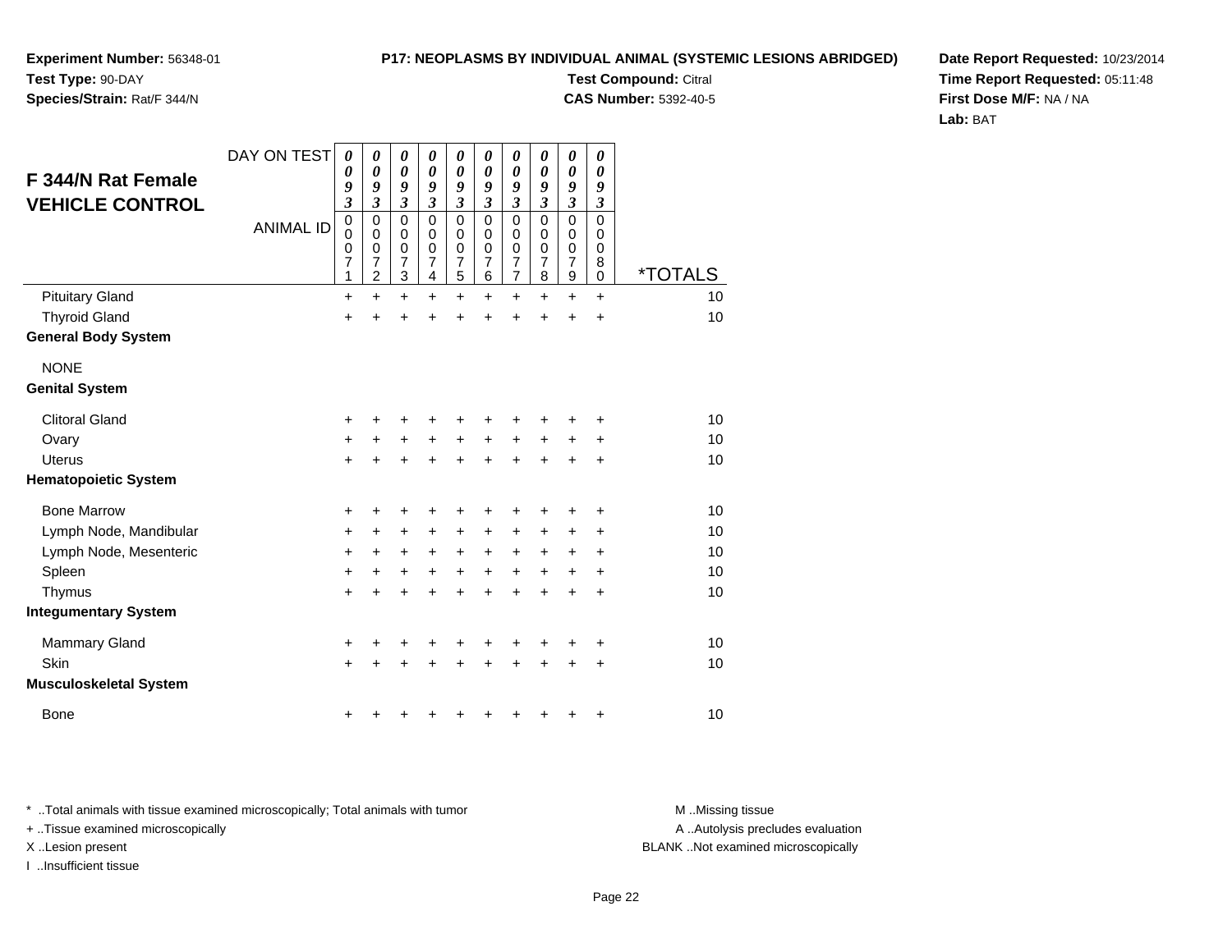**Experiment Number:** 56348-01
**Test Type:** 90-DAY
**Species/Strain:** Rat/F 344/N

**P17: NEOPLASMS BY INDIVIDUAL ANIMAL (SYSTEMIC LESIONS ABRIDGED)**
**Test Compound:** Citral
**CAS Number:** 5392-40-5

**Date Report Requested:** 10/23/2014
**Time Report Requested:** 05:11:48
**First Dose M/F:** NA / NA
**Lab:** BAT

## F 344/N Rat Female VEHICLE CONTROL

| DAY ON TEST | 0093 | 0093 | 0093 | 0093 | 0093 | 0093 | 0093 | 0093 | 0093 | 0093 | |
|---|---|---|---|---|---|---|---|---|---|---|---|
| ANIMAL ID | 00071 | 00072 | 00073 | 00074 | 00075 | 00076 | 00077 | 00078 | 00079 | 00080 | *TOTALS |
| Pituitary Gland | + | + | + | + | + | + | + | + | + | + | 10 |
| Thyroid Gland | + | + | + | + | + | + | + | + | + | + | 10 |
| **General Body System** | | | | | | | | | | | |
| NONE | | | | | | | | | | | |
| **Genital System** | | | | | | | | | | | |
| Clitoral Gland | + | + | + | + | + | + | + | + | + | + | 10 |
| Ovary | + | + | + | + | + | + | + | + | + | + | 10 |
| Uterus | + | + | + | + | + | + | + | + | + | + | 10 |
| **Hematopoietic System** | | | | | | | | | | | |
| Bone Marrow | + | + | + | + | + | + | + | + | + | + | 10 |
| Lymph Node, Mandibular | + | + | + | + | + | + | + | + | + | + | 10 |
| Lymph Node, Mesenteric | + | + | + | + | + | + | + | + | + | + | 10 |
| Spleen | + | + | + | + | + | + | + | + | + | + | 10 |
| Thymus | + | + | + | + | + | + | + | + | + | + | 10 |
| **Integumentary System** | | | | | | | | | | | |
| Mammary Gland | + | + | + | + | + | + | + | + | + | + | 10 |
| Skin | + | + | + | + | + | + | + | + | + | + | 10 |
| **Musculoskeletal System** | | | | | | | | | | | |
| Bone | + | + | + | + | + | + | + | + | + | + | 10 |

\* ..Total animals with tissue examined microscopically; Total animals with tumor
+ ..Tissue examined microscopically
X ..Lesion present
I ..Insufficient tissue

M ..Missing tissue
A ..Autolysis precludes evaluation
BLANK ..Not examined microscopically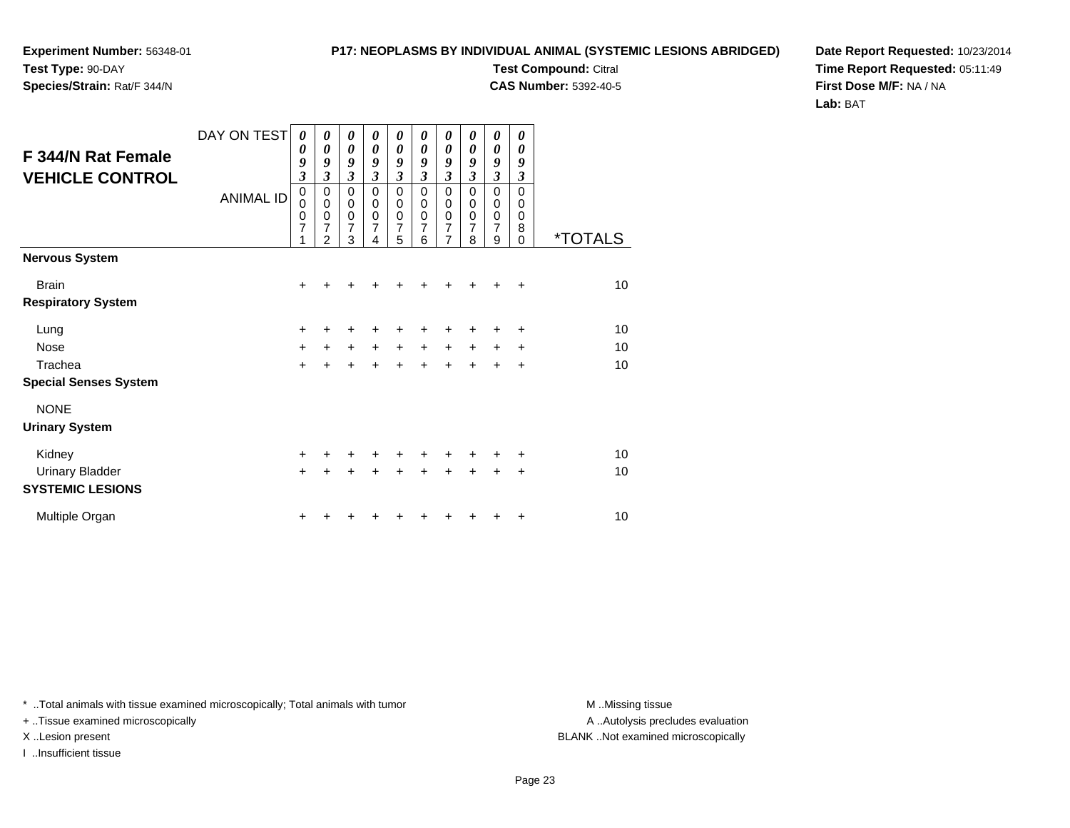**Experiment Number:** 56348-01
**Test Type:** 90-DAY
**Species/Strain:** Rat/F 344/N

**P17: NEOPLASMS BY INDIVIDUAL ANIMAL (SYSTEMIC LESIONS ABRIDGED)**
**Test Compound:** Citral
**CAS Number:** 5392-40-5

**Date Report Requested:** 10/23/2014
**Time Report Requested:** 05:11:49
**First Dose M/F:** NA / NA
**Lab:** BAT

## F 344/N Rat Female VEHICLE CONTROL

| DAY ON TEST | 0093 | 0093 | 0093 | 0093 | 0093 | 0093 | 0093 | 0093 | 0093 | 0093 | |
|---|---|---|---|---|---|---|---|---|---|---|---|
| **ANIMAL ID** | 00071 | 00072 | 00073 | 00074 | 00075 | 00076 | 00077 | 00078 | 00079 | 00080 | ***TOTALS** |
| **Nervous System** | | | | | | | | | | | |
| Brain | + | + | + | + | + | + | + | + | + | + | 10 |
| **Respiratory System** | | | | | | | | | | | |
| Lung | + | + | + | + | + | + | + | + | + | + | 10 |
| Nose | + | + | + | + | + | + | + | + | + | + | 10 |
| Trachea | + | + | + | + | + | + | + | + | + | + | 10 |
| **Special Senses System** | | | | | | | | | | | |
| NONE | | | | | | | | | | | |
| **Urinary System** | | | | | | | | | | | |
| Kidney | + | + | + | + | + | + | + | + | + | + | 10 |
| Urinary Bladder | + | + | + | + | + | + | + | + | + | + | 10 |
| **SYSTEMIC LESIONS** | | | | | | | | | | | |
| Multiple Organ | + | + | + | + | + | + | + | + | + | + | 10 |

* ..Total animals with tissue examined microscopically; Total animals with tumor
+ ..Tissue examined microscopically
X ..Lesion present
I ..Insufficient tissue

M ..Missing tissue
A ..Autolysis precludes evaluation
BLANK ..Not examined microscopically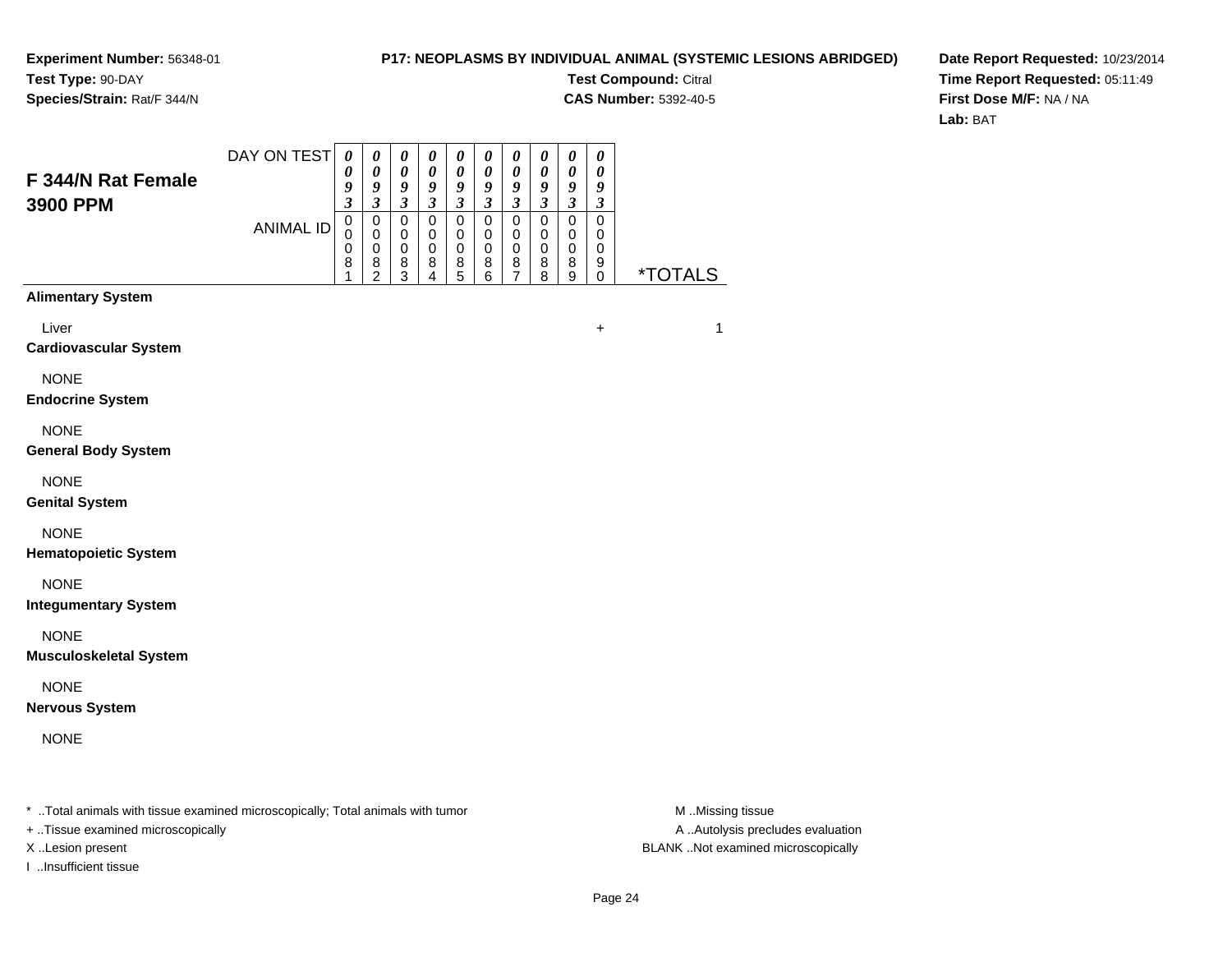**Experiment Number:** 56348-01
**Test Type:** 90-DAY
**Species/Strain:** Rat/F 344/N

**P17: NEOPLASMS BY INDIVIDUAL ANIMAL (SYSTEMIC LESIONS ABRIDGED)**
**Test Compound:** Citral
**CAS Number:** 5392-40-5

**Date Report Requested:** 10/23/2014
**Time Report Requested:** 05:11:49
**First Dose M/F:** NA / NA
**Lab:** BAT

## F 344/N Rat Female 3900 PPM

| DAY ON TEST | 0093 | 0093 | 0093 | 0093 | 0093 | 0093 | 0093 | 0093 | 0093 | 0093 | |
|---|---|---|---|---|---|---|---|---|---|---|---|
| ANIMAL ID | 00081 | 00082 | 00083 | 00084 | 00085 | 00086 | 00087 | 00088 | 00089 | 00090 | *TOTALS |
| **Alimentary System** | | | | | | | | | | | |
| Liver | | | | | | | | | | + | 1 |
| **Cardiovascular System** | | | | | | | | | | | |
| NONE | | | | | | | | | | | |
| **Endocrine System** | | | | | | | | | | | |
| NONE | | | | | | | | | | | |
| **General Body System** | | | | | | | | | | | |
| NONE | | | | | | | | | | | |
| **Genital System** | | | | | | | | | | | |
| NONE | | | | | | | | | | | |
| **Hematopoietic System** | | | | | | | | | | | |
| NONE | | | | | | | | | | | |
| **Integumentary System** | | | | | | | | | | | |
| NONE | | | | | | | | | | | |
| **Musculoskeletal System** | | | | | | | | | | | |
| NONE | | | | | | | | | | | |
| **Nervous System** | | | | | | | | | | | |
| NONE | | | | | | | | | | | |

* ..Total animals with tissue examined microscopically; Total animals with tumor
+ ..Tissue examined microscopically
X ..Lesion present
I ..Insufficient tissue

M ..Missing tissue
A ..Autolysis precludes evaluation
BLANK ..Not examined microscopically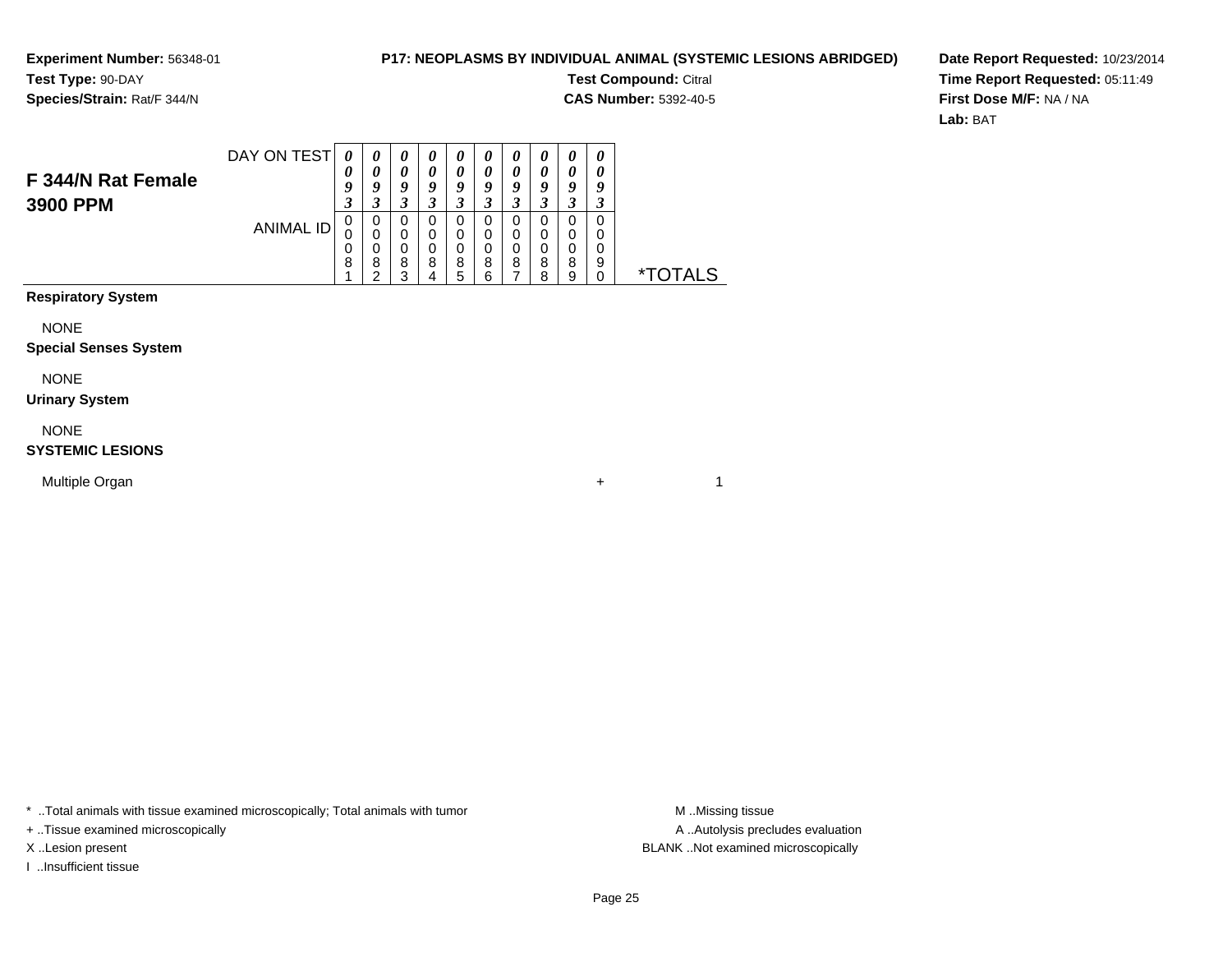**Experiment Number:** 56348-01
**Test Type:** 90-DAY
**Species/Strain:** Rat/F 344/N

**P17: NEOPLASMS BY INDIVIDUAL ANIMAL (SYSTEMIC LESIONS ABRIDGED)**
**Test Compound:** Citral
**CAS Number:** 5392-40-5

**Date Report Requested:** 10/23/2014
**Time Report Requested:** 05:11:49
**First Dose M/F:** NA / NA
**Lab:** BAT

## F 344/N Rat Female 3900 PPM

| DAY ON TEST | 0093 | 0093 | 0093 | 0093 | 0093 | 0093 | 0093 | 0093 | 0093 | 0093 | |
|---|---|---|---|---|---|---|---|---|---|---|---|
| ANIMAL ID | 00081 | 00082 | 00083 | 00084 | 00085 | 00086 | 00087 | 00088 | 00089 | 00090 | *TOTALS |
| **Respiratory System** | | | | | | | | | | | |
| NONE | | | | | | | | | | | |
| **Special Senses System** | | | | | | | | | | | |
| NONE | | | | | | | | | | | |
| **Urinary System** | | | | | | | | | | | |
| NONE | | | | | | | | | | | |
| **SYSTEMIC LESIONS** | | | | | | | | | | | |
| Multiple Organ | | | | | | | | | | + | 1 |

* ..Total animals with tissue examined microscopically; Total animals with tumor
+ ..Tissue examined microscopically
X ..Lesion present
I ..Insufficient tissue

M ..Missing tissue
A ..Autolysis precludes evaluation
BLANK ..Not examined microscopically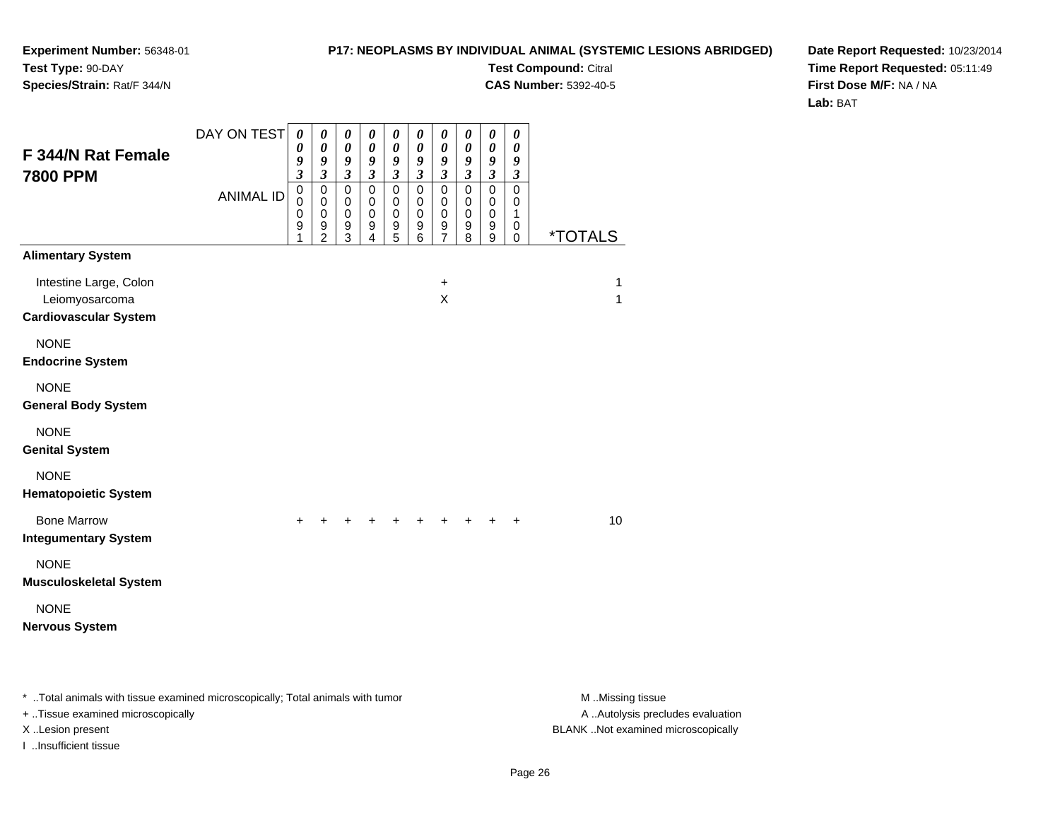**Experiment Number:** 56348-01
**Test Type:** 90-DAY
**Species/Strain:** Rat/F 344/N

**P17: NEOPLASMS BY INDIVIDUAL ANIMAL (SYSTEMIC LESIONS ABRIDGED)**
**Test Compound:** Citral
**CAS Number:** 5392-40-5

**Date Report Requested:** 10/23/2014
**Time Report Requested:** 05:11:49
**First Dose M/F:** NA / NA
**Lab:** BAT

## F 344/N Rat Female
## 7800 PPM

| DAY ON TEST | 0093 | 0093 | 0093 | 0093 | 0093 | 0093 | 0093 | 0093 | 0093 | 0093 | |
|---|---|---|---|---|---|---|---|---|---|---|---|
| **ANIMAL ID** | 00091 | 00092 | 00093 | 00094 | 00095 | 00096 | 00097 | 00098 | 00099 | 00100 | ***TOTALS** |
| **Alimentary System** | | | | | | | | | | | |
| Intestine Large, Colon | | | | | | | + | | | | 1 |
| Leiomyosarcoma | | | | | | | X | | | | 1 |
| **Cardiovascular System** | | | | | | | | | | | |
| NONE | | | | | | | | | | | |
| **Endocrine System** | | | | | | | | | | | |
| NONE | | | | | | | | | | | |
| **General Body System** | | | | | | | | | | | |
| NONE | | | | | | | | | | | |
| **Genital System** | | | | | | | | | | | |
| NONE | | | | | | | | | | | |
| **Hematopoietic System** | | | | | | | | | | | |
| Bone Marrow | + | + | + | + | + | + | + | + | + | + | 10 |
| **Integumentary System** | | | | | | | | | | | |
| NONE | | | | | | | | | | | |
| **Musculoskeletal System** | | | | | | | | | | | |
| NONE | | | | | | | | | | | |
| **Nervous System** | | | | | | | | | | | |

\* ..Total animals with tissue examined microscopically; Total animals with tumor
+ ..Tissue examined microscopically
X ..Lesion present
I ..Insufficient tissue

M ..Missing tissue
A ..Autolysis precludes evaluation
BLANK ..Not examined microscopically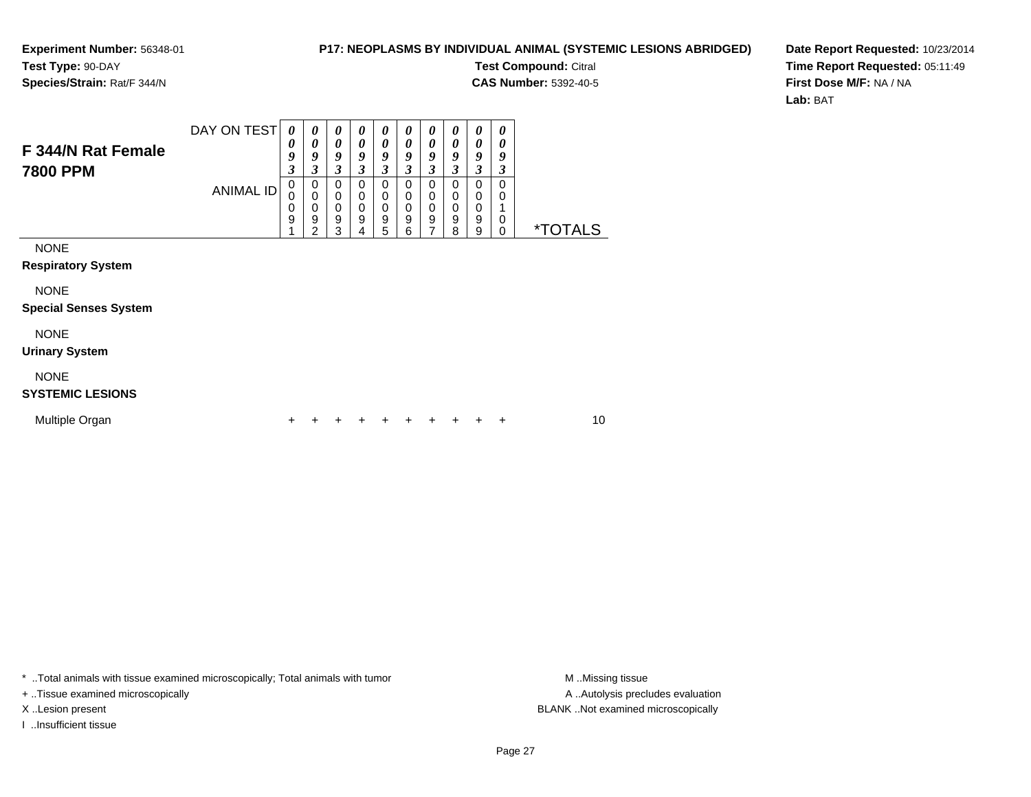**Experiment Number:** 56348-01
**Test Type:** 90-DAY
**Species/Strain:** Rat/F 344/N

**P17: NEOPLASMS BY INDIVIDUAL ANIMAL (SYSTEMIC LESIONS ABRIDGED)**
**Test Compound:** Citral
**CAS Number:** 5392-40-5

**Date Report Requested:** 10/23/2014
**Time Report Requested:** 05:11:49
**First Dose M/F:** NA / NA
**Lab:** BAT

## F 344/N Rat Female 7800 PPM

| DAY ON TEST | 0093 | 0093 | 0093 | 0093 | 0093 | 0093 | 0093 | 0093 | 0093 | 0093 | |
|---|---|---|---|---|---|---|---|---|---|---|---|
| ANIMAL ID | 00091 | 00092 | 00093 | 00094 | 00095 | 00096 | 00097 | 00098 | 00099 | 00100 | *TOTALS |
| NONE | | | | | | | | | | | |
| **Respiratory System** | | | | | | | | | | | |
| NONE | | | | | | | | | | | |
| **Special Senses System** | | | | | | | | | | | |
| NONE | | | | | | | | | | | |
| **Urinary System** | | | | | | | | | | | |
| NONE | | | | | | | | | | | |
| **SYSTEMIC LESIONS** | | | | | | | | | | | |
| Multiple Organ | + | + | + | + | + | + | + | + | + | + | 10 |

* ..Total animals with tissue examined microscopically; Total animals with tumor
+ ..Tissue examined microscopically
X ..Lesion present
I ..Insufficient tissue

M ..Missing tissue
A ..Autolysis precludes evaluation
BLANK ..Not examined microscopically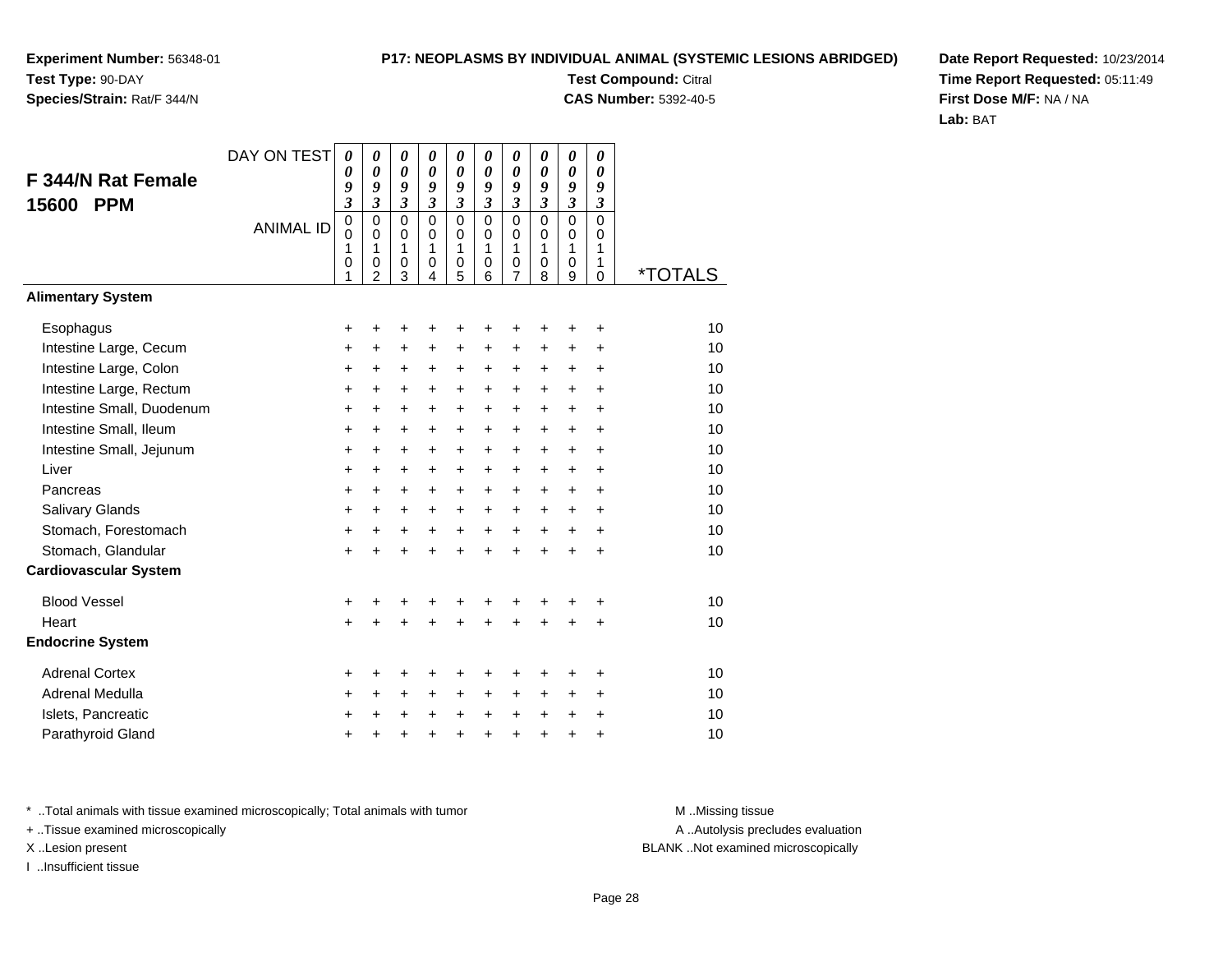**Experiment Number:** 56348-01
**Test Type:** 90-DAY
**Species/Strain:** Rat/F 344/N

**P17: NEOPLASMS BY INDIVIDUAL ANIMAL (SYSTEMIC LESIONS ABRIDGED)**
**Test Compound:** Citral
**CAS Number:** 5392-40-5

**Date Report Requested:** 10/23/2014
**Time Report Requested:** 05:11:49
**First Dose M/F:** NA / NA
**Lab:** BAT

## F 344/N Rat Female 15600 PPM

| DAY ON TEST | 0093 | 0093 | 0093 | 0093 | 0093 | 0093 | 0093 | 0093 | 0093 | 0093 | |
|---|---|---|---|---|---|---|---|---|---|---|---|
| ANIMAL ID | 00101 | 00102 | 00103 | 00104 | 00105 | 00106 | 00107 | 00108 | 00109 | 00110 | *TOTALS |
| **Alimentary System** | | | | | | | | | | | |
| Esophagus | + | + | + | + | + | + | + | + | + | + | 10 |
| Intestine Large, Cecum | + | + | + | + | + | + | + | + | + | + | 10 |
| Intestine Large, Colon | + | + | + | + | + | + | + | + | + | + | 10 |
| Intestine Large, Rectum | + | + | + | + | + | + | + | + | + | + | 10 |
| Intestine Small, Duodenum | + | + | + | + | + | + | + | + | + | + | 10 |
| Intestine Small, Ileum | + | + | + | + | + | + | + | + | + | + | 10 |
| Intestine Small, Jejunum | + | + | + | + | + | + | + | + | + | + | 10 |
| Liver | + | + | + | + | + | + | + | + | + | + | 10 |
| Pancreas | + | + | + | + | + | + | + | + | + | + | 10 |
| Salivary Glands | + | + | + | + | + | + | + | + | + | + | 10 |
| Stomach, Forestomach | + | + | + | + | + | + | + | + | + | + | 10 |
| Stomach, Glandular | + | + | + | + | + | + | + | + | + | + | 10 |
| **Cardiovascular System** | | | | | | | | | | | |
| Blood Vessel | + | + | + | + | + | + | + | + | + | + | 10 |
| Heart | + | + | + | + | + | + | + | + | + | + | 10 |
| **Endocrine System** | | | | | | | | | | | |
| Adrenal Cortex | + | + | + | + | + | + | + | + | + | + | 10 |
| Adrenal Medulla | + | + | + | + | + | + | + | + | + | + | 10 |
| Islets, Pancreatic | + | + | + | + | + | + | + | + | + | + | 10 |
| Parathyroid Gland | + | + | + | + | + | + | + | + | + | + | 10 |

* ..Total animals with tissue examined microscopically; Total animals with tumor
+ ..Tissue examined microscopically
X ..Lesion present
I ..Insufficient tissue

M ..Missing tissue
A ..Autolysis precludes evaluation
BLANK ..Not examined microscopically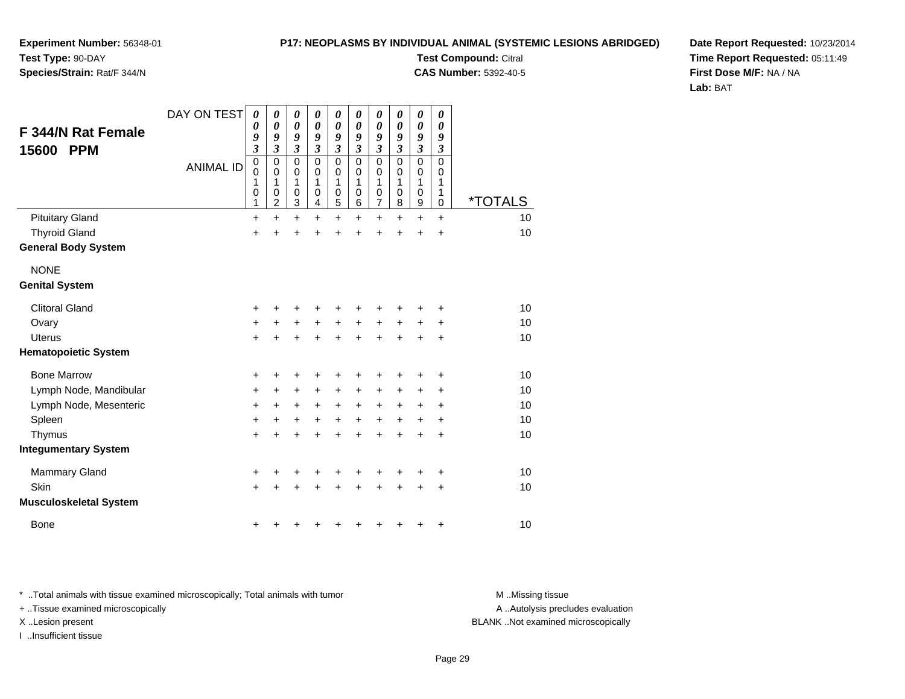**Experiment Number:** 56348-01
**Test Type:** 90-DAY
**Species/Strain:** Rat/F 344/N

**P17: NEOPLASMS BY INDIVIDUAL ANIMAL (SYSTEMIC LESIONS ABRIDGED)**
**Test Compound:** Citral
**CAS Number:** 5392-40-5

**Date Report Requested:** 10/23/2014
**Time Report Requested:** 05:11:49
**First Dose M/F:** NA / NA
**Lab:** BAT

## F 344/N Rat Female 15600 PPM

| DAY ON TEST | 0093 | 0093 | 0093 | 0093 | 0093 | 0093 | 0093 | 0093 | 0093 | 0093 | |
|---|---|---|---|---|---|---|---|---|---|---|---|
| ANIMAL ID | 00101 | 00102 | 00103 | 00104 | 00105 | 00106 | 00107 | 00108 | 00109 | 00110 | *TOTALS |
| Pituitary Gland | + | + | + | + | + | + | + | + | + | + | 10 |
| Thyroid Gland | + | + | + | + | + | + | + | + | + | + | 10 |
| **General Body System** | | | | | | | | | | | |
| NONE | | | | | | | | | | | |
| **Genital System** | | | | | | | | | | | |
| Clitoral Gland | + | + | + | + | + | + | + | + | + | + | 10 |
| Ovary | + | + | + | + | + | + | + | + | + | + | 10 |
| Uterus | + | + | + | + | + | + | + | + | + | + | 10 |
| **Hematopoietic System** | | | | | | | | | | | |
| Bone Marrow | + | + | + | + | + | + | + | + | + | + | 10 |
| Lymph Node, Mandibular | + | + | + | + | + | + | + | + | + | + | 10 |
| Lymph Node, Mesenteric | + | + | + | + | + | + | + | + | + | + | 10 |
| Spleen | + | + | + | + | + | + | + | + | + | + | 10 |
| Thymus | + | + | + | + | + | + | + | + | + | + | 10 |
| **Integumentary System** | | | | | | | | | | | |
| Mammary Gland | + | + | + | + | + | + | + | + | + | + | 10 |
| Skin | + | + | + | + | + | + | + | + | + | + | 10 |
| **Musculoskeletal System** | | | | | | | | | | | |
| Bone | + | + | + | + | + | + | + | + | + | + | 10 |

* ..Total animals with tissue examined microscopically; Total animals with tumor
+ ..Tissue examined microscopically
X ..Lesion present
I ..Insufficient tissue

M ..Missing tissue
A ..Autolysis precludes evaluation
BLANK ..Not examined microscopically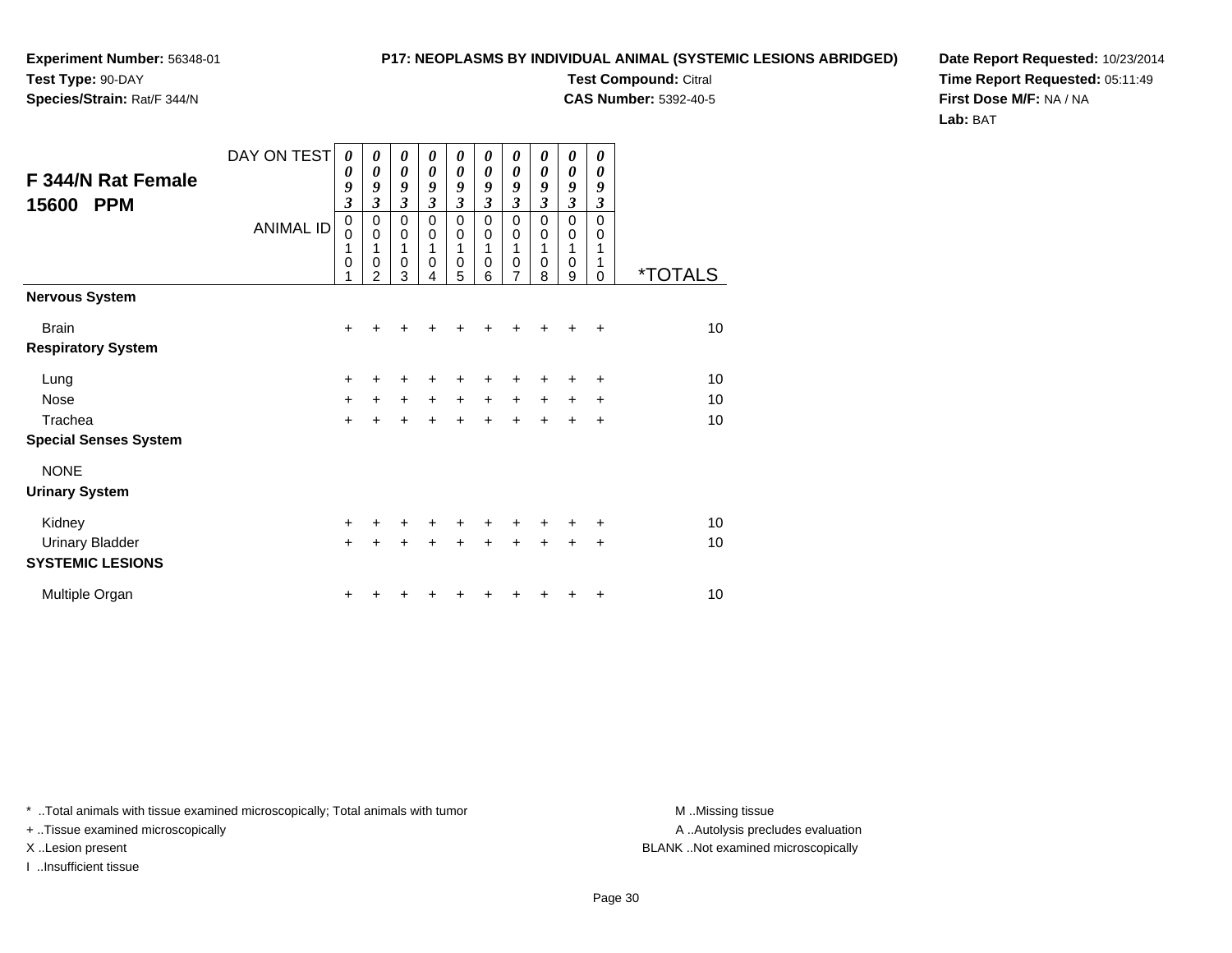**Experiment Number:** 56348-01
**Test Type:** 90-DAY
**Species/Strain:** Rat/F 344/N

**P17: NEOPLASMS BY INDIVIDUAL ANIMAL (SYSTEMIC LESIONS ABRIDGED)**
**Test Compound:** Citral
**CAS Number:** 5392-40-5

**Date Report Requested:** 10/23/2014
**Time Report Requested:** 05:11:49
**First Dose M/F:** NA / NA
**Lab:** BAT

| F 344/N Rat Female 15600 PPM | | | | | | | | | | | |
|---|---|---|---|---|---|---|---|---|---|---|---|
| DAY ON TEST | 0093 | 0093 | 0093 | 0093 | 0093 | 0093 | 0093 | 0093 | 0093 | 0093 | |
| ANIMAL ID | 00101 | 00102 | 00103 | 00104 | 00105 | 00106 | 00107 | 00108 | 00109 | 00110 | *TOTALS |
| **Nervous System** | | | | | | | | | | | |
| Brain | + | + | + | + | + | + | + | + | + | + | 10 |
| **Respiratory System** | | | | | | | | | | | |
| Lung | + | + | + | + | + | + | + | + | + | + | 10 |
| Nose | + | + | + | + | + | + | + | + | + | + | 10 |
| Trachea | + | + | + | + | + | + | + | + | + | + | 10 |
| **Special Senses System** | | | | | | | | | | | |
| NONE | | | | | | | | | | | |
| **Urinary System** | | | | | | | | | | | |
| Kidney | + | + | + | + | + | + | + | + | + | + | 10 |
| Urinary Bladder | + | + | + | + | + | + | + | + | + | + | 10 |
| **SYSTEMIC LESIONS** | | | | | | | | | | | |
| Multiple Organ | + | + | + | + | + | + | + | + | + | + | 10 |

* ..Total animals with tissue examined microscopically; Total animals with tumor
+ ..Tissue examined microscopically
X ..Lesion present
I ..Insufficient tissue

M ..Missing tissue
A ..Autolysis precludes evaluation
BLANK ..Not examined microscopically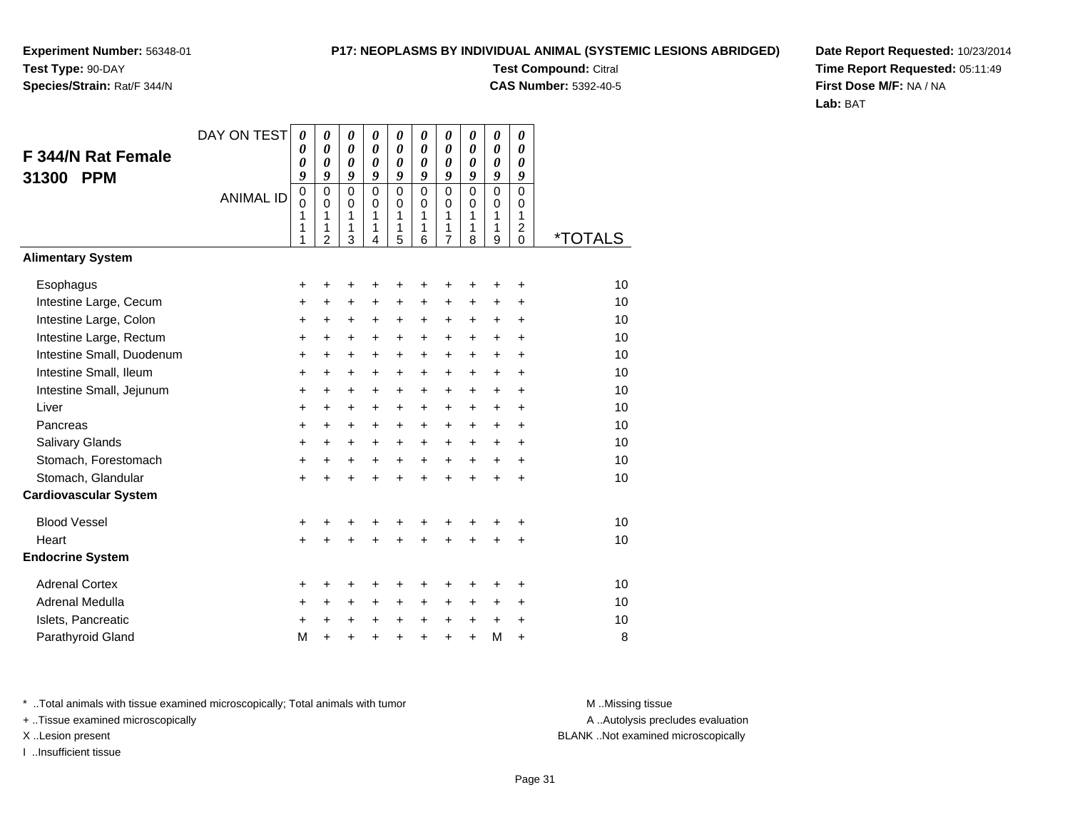**Experiment Number:** 56348-01
**Test Type:** 90-DAY
**Species/Strain:** Rat/F 344/N

**P17: NEOPLASMS BY INDIVIDUAL ANIMAL (SYSTEMIC LESIONS ABRIDGED)**
**Test Compound:** Citral
**CAS Number:** 5392-40-5

**Date Report Requested:** 10/23/2014
**Time Report Requested:** 05:11:49
**First Dose M/F:** NA / NA
**Lab:** BAT

## F 344/N Rat Female 31300 PPM

| DAY ON TEST | 0009 | 0009 | 0009 | 0009 | 0009 | 0009 | 0009 | 0009 | 0009 | 0009 | |
|---|---|---|---|---|---|---|---|---|---|---|---|
| **ANIMAL ID** | 00111 | 00112 | 00113 | 00114 | 00115 | 00116 | 00117 | 00118 | 00119 | 00120 | ***TOTALS** |
| **Alimentary System** | | | | | | | | | | | |
| Esophagus | + | + | + | + | + | + | + | + | + | + | 10 |
| Intestine Large, Cecum | + | + | + | + | + | + | + | + | + | + | 10 |
| Intestine Large, Colon | + | + | + | + | + | + | + | + | + | + | 10 |
| Intestine Large, Rectum | + | + | + | + | + | + | + | + | + | + | 10 |
| Intestine Small, Duodenum | + | + | + | + | + | + | + | + | + | + | 10 |
| Intestine Small, Ileum | + | + | + | + | + | + | + | + | + | + | 10 |
| Intestine Small, Jejunum | + | + | + | + | + | + | + | + | + | + | 10 |
| Liver | + | + | + | + | + | + | + | + | + | + | 10 |
| Pancreas | + | + | + | + | + | + | + | + | + | + | 10 |
| Salivary Glands | + | + | + | + | + | + | + | + | + | + | 10 |
| Stomach, Forestomach | + | + | + | + | + | + | + | + | + | + | 10 |
| Stomach, Glandular | + | + | + | + | + | + | + | + | + | + | 10 |
| **Cardiovascular System** | | | | | | | | | | | |
| Blood Vessel | + | + | + | + | + | + | + | + | + | + | 10 |
| Heart | + | + | + | + | + | + | + | + | + | + | 10 |
| **Endocrine System** | | | | | | | | | | | |
| Adrenal Cortex | + | + | + | + | + | + | + | + | + | + | 10 |
| Adrenal Medulla | + | + | + | + | + | + | + | + | + | + | 10 |
| Islets, Pancreatic | + | + | + | + | + | + | + | + | + | + | 10 |
| Parathyroid Gland | M | + | + | + | + | + | + | + | M | + | 8 |

* ..Total animals with tissue examined microscopically; Total animals with tumor
+ ..Tissue examined microscopically
X ..Lesion present
I ..Insufficient tissue

M ..Missing tissue
A ..Autolysis precludes evaluation
BLANK ..Not examined microscopically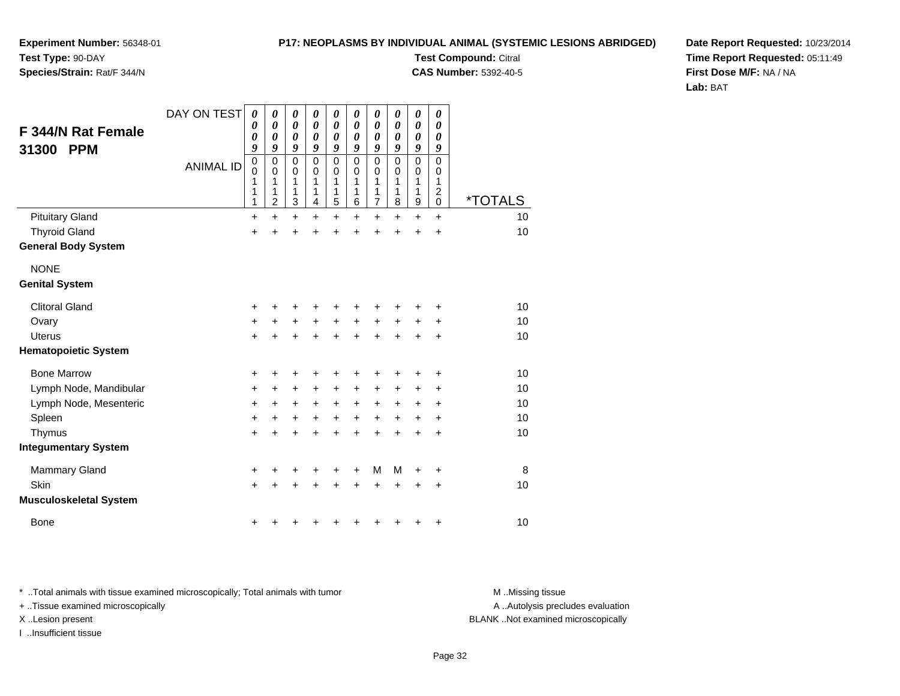**Experiment Number:** 56348-01
**Test Type:** 90-DAY
**Species/Strain:** Rat/F 344/N

**P17: NEOPLASMS BY INDIVIDUAL ANIMAL (SYSTEMIC LESIONS ABRIDGED)**
**Test Compound:** Citral
**CAS Number:** 5392-40-5

**Date Report Requested:** 10/23/2014
**Time Report Requested:** 05:11:49
**First Dose M/F:** NA / NA
**Lab:** BAT

## F 344/N Rat Female 31300 PPM

| DAY ON TEST | 0009 | 0009 | 0009 | 0009 | 0009 | 0009 | 0009 | 0009 | 0009 | 0009 | |
|---|---|---|---|---|---|---|---|---|---|---|---|
| **ANIMAL ID** | 00111 | 00112 | 00113 | 00114 | 00115 | 00116 | 00117 | 00118 | 00119 | 00120 | ***TOTALS** |
| Pituitary Gland | + | + | + | + | + | + | + | + | + | + | 10 |
| Thyroid Gland | + | + | + | + | + | + | + | + | + | + | 10 |
| **General Body System** | | | | | | | | | | | |
| NONE | | | | | | | | | | | |
| **Genital System** | | | | | | | | | | | |
| Clitoral Gland | + | + | + | + | + | + | + | + | + | + | 10 |
| Ovary | + | + | + | + | + | + | + | + | + | + | 10 |
| Uterus | + | + | + | + | + | + | + | + | + | + | 10 |
| **Hematopoietic System** | | | | | | | | | | | |
| Bone Marrow | + | + | + | + | + | + | + | + | + | + | 10 |
| Lymph Node, Mandibular | + | + | + | + | + | + | + | + | + | + | 10 |
| Lymph Node, Mesenteric | + | + | + | + | + | + | + | + | + | + | 10 |
| Spleen | + | + | + | + | + | + | + | + | + | + | 10 |
| Thymus | + | + | + | + | + | + | + | + | + | + | 10 |
| **Integumentary System** | | | | | | | | | | | |
| Mammary Gland | + | + | + | + | + | + | M | M | + | + | 8 |
| Skin | + | + | + | + | + | + | + | + | + | + | 10 |
| **Musculoskeletal System** | | | | | | | | | | | |
| Bone | + | + | + | + | + | + | + | + | + | + | 10 |

* ..Total animals with tissue examined microscopically; Total animals with tumor
+ ..Tissue examined microscopically
X ..Lesion present
I ..Insufficient tissue

M ..Missing tissue
A ..Autolysis precludes evaluation
BLANK ..Not examined microscopically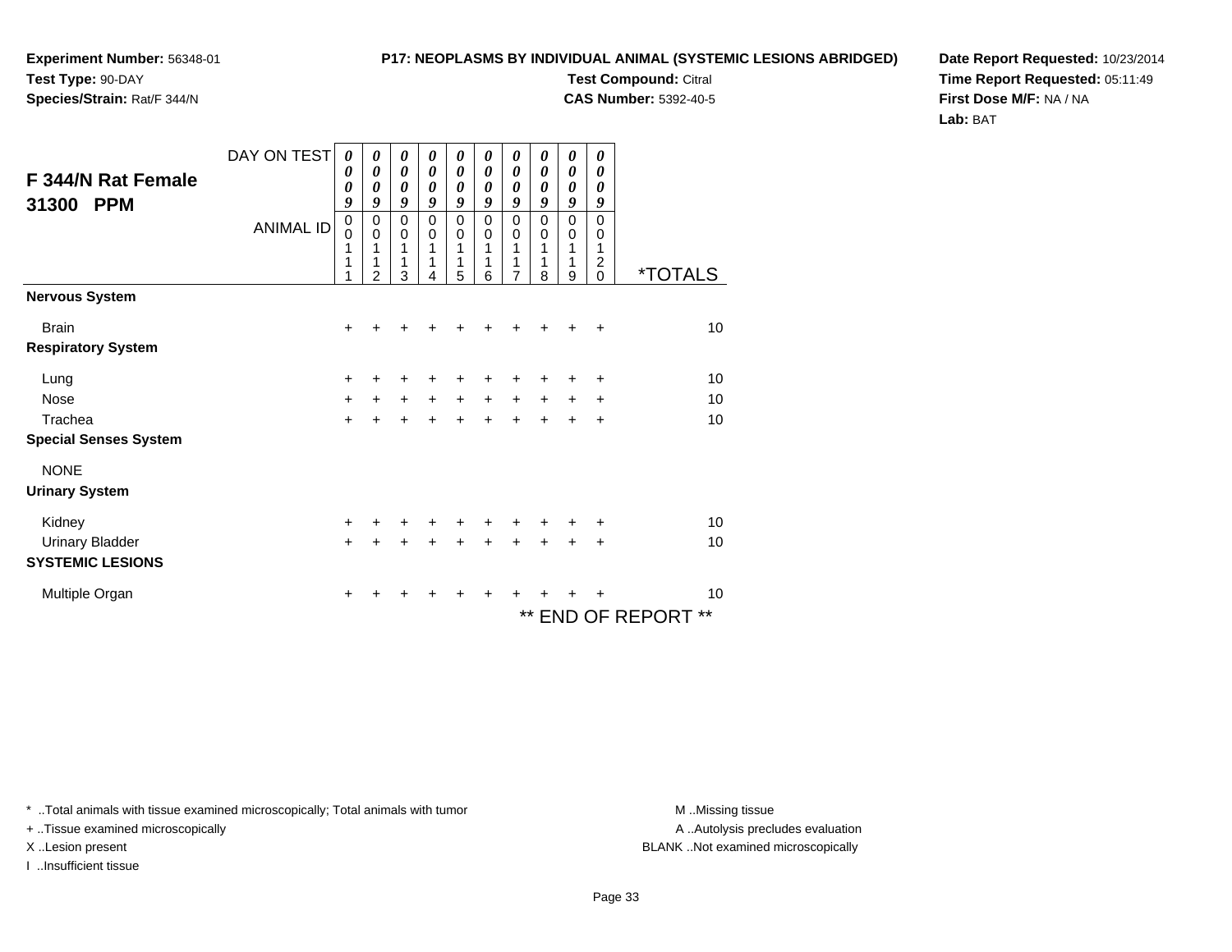**Experiment Number:** 56348-01
**Test Type:** 90-DAY
**Species/Strain:** Rat/F 344/N

**P17: NEOPLASMS BY INDIVIDUAL ANIMAL (SYSTEMIC LESIONS ABRIDGED)**
**Test Compound:** Citral
**CAS Number:** 5392-40-5

**Date Report Requested:** 10/23/2014
**Time Report Requested:** 05:11:49
**First Dose M/F:** NA / NA
**Lab:** BAT

## F 344/N Rat Female 31300 PPM

| DAY ON TEST | 0009 | 0009 | 0009 | 0009 | 0009 | 0009 | 0009 | 0009 | 0009 | 0009 | |
|---|---|---|---|---|---|---|---|---|---|---|---|
| ANIMAL ID | 00111 | 00112 | 00113 | 00114 | 00115 | 00116 | 00117 | 00118 | 00119 | 00120 | *TOTALS |
| **Nervous System** | | | | | | | | | | | |
| Brain | + | + | + | + | + | + | + | + | + | + | 10 |
| **Respiratory System** | | | | | | | | | | | |
| Lung | + | + | + | + | + | + | + | + | + | + | 10 |
| Nose | + | + | + | + | + | + | + | + | + | + | 10 |
| Trachea | + | + | + | + | + | + | + | + | + | + | 10 |
| **Special Senses System** | | | | | | | | | | | |
| NONE | | | | | | | | | | | |
| **Urinary System** | | | | | | | | | | | |
| Kidney | + | + | + | + | + | + | + | + | + | + | 10 |
| Urinary Bladder | + | + | + | + | + | + | + | + | + | + | 10 |
| **SYSTEMIC LESIONS** | | | | | | | | | | | |
| Multiple Organ | + | + | + | + | + | + | + | + | + | + | 10 |

** END OF REPORT **

* ..Total animals with tissue examined microscopically; Total animals with tumor
+ ..Tissue examined microscopically
X ..Lesion present
I ..Insufficient tissue

M ..Missing tissue
A ..Autolysis precludes evaluation
BLANK ..Not examined microscopically